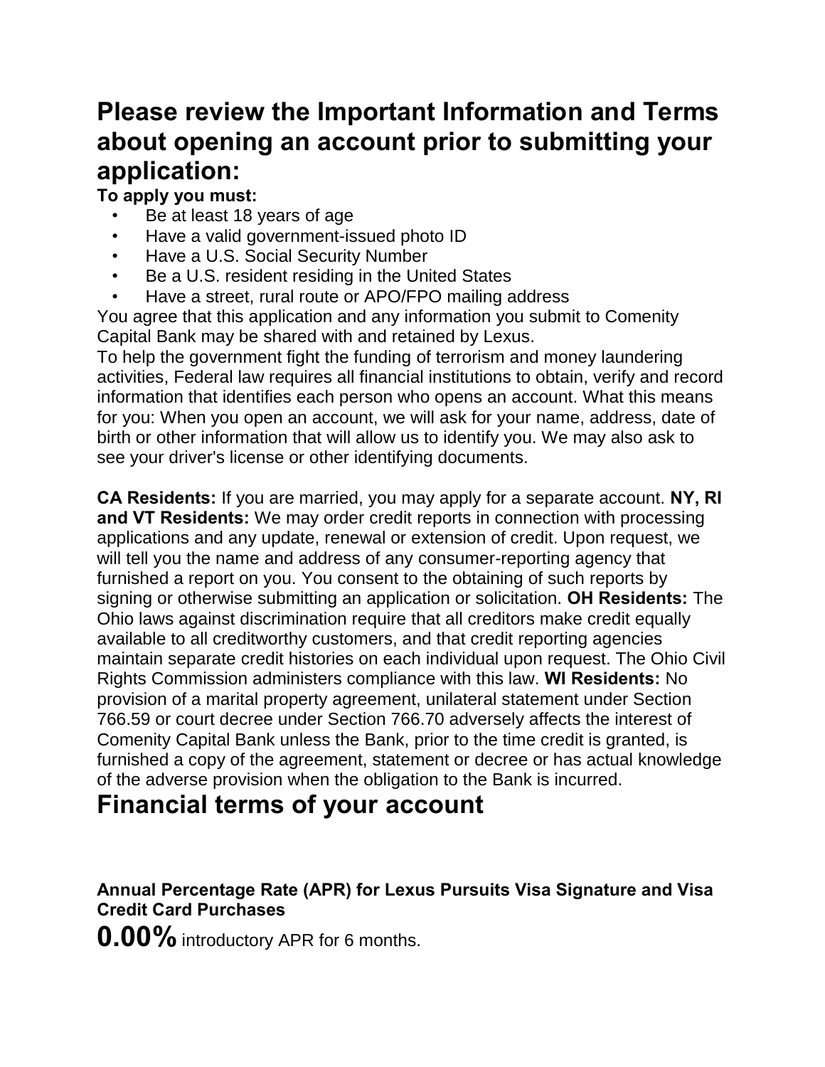# Please review the Important Information and Terms about opening an account prior to submitting your application:

**To apply you must:**

- Be at least 18 years of age
- Have a valid government-issued photo ID
- Have a U.S. Social Security Number
- Be a U.S. resident residing in the United States
- Have a street, rural route or APO/FPO mailing address

You agree that this application and any information you submit to Comenity Capital Bank may be shared with and retained by Lexus.

To help the government fight the funding of terrorism and money laundering activities, Federal law requires all financial institutions to obtain, verify and record information that identifies each person who opens an account. What this means for you: When you open an account, we will ask for your name, address, date of birth or other information that will allow us to identify you. We may also ask to see your driver's license or other identifying documents.

**CA Residents:** If you are married, you may apply for a separate account. **NY, RI and VT Residents:** We may order credit reports in connection with processing applications and any update, renewal or extension of credit. Upon request, we will tell you the name and address of any consumer-reporting agency that furnished a report on you. You consent to the obtaining of such reports by signing or otherwise submitting an application or solicitation. **OH Residents:** The Ohio laws against discrimination require that all creditors make credit equally available to all creditworthy customers, and that credit reporting agencies maintain separate credit histories on each individual upon request. The Ohio Civil Rights Commission administers compliance with this law. **WI Residents:** No provision of a marital property agreement, unilateral statement under Section 766.59 or court decree under Section 766.70 adversely affects the interest of Comenity Capital Bank unless the Bank, prior to the time credit is granted, is furnished a copy of the agreement, statement or decree or has actual knowledge of the adverse provision when the obligation to the Bank is incurred.

# Financial terms of your account

### Annual Percentage Rate (APR) for Lexus Pursuits Visa Signature and Visa Credit Card Purchases

**0.00%** introductory APR for 6 months.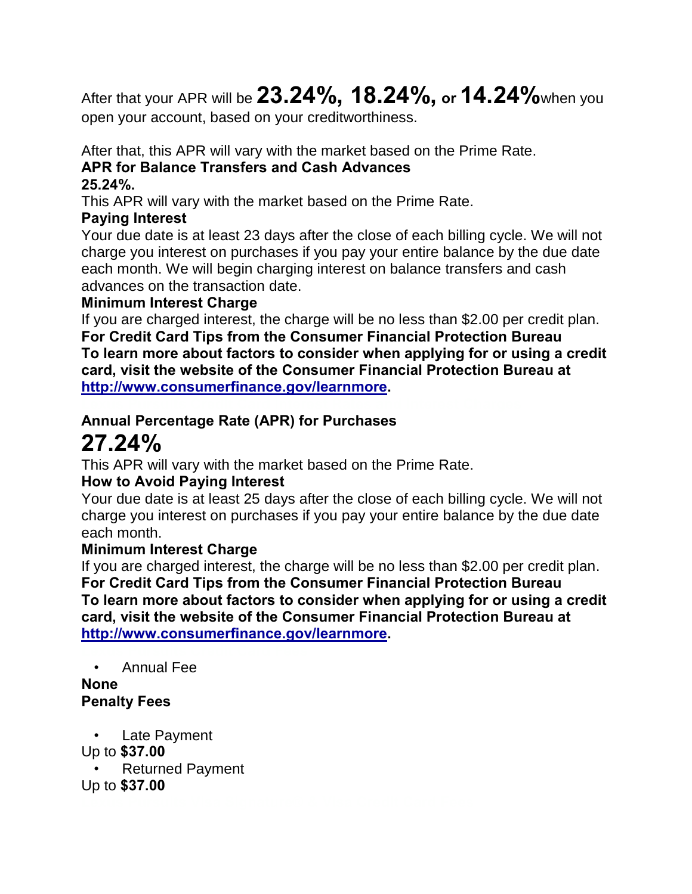After that your APR will be **23.24%, 18.24%, or 14.24%** when you open your account, based on your creditworthiness.

After that, this APR will vary with the market based on the Prime Rate.

**APR for Balance Transfers and Cash Advances**

**25.24%.**

This APR will vary with the market based on the Prime Rate.

**Paying Interest**

Your due date is at least 23 days after the close of each billing cycle. We will not charge you interest on purchases if you pay your entire balance by the due date each month. We will begin charging interest on balance transfers and cash advances on the transaction date.

**Minimum Interest Charge**

If you are charged interest, the charge will be no less than $2.00 per credit plan.

**For Credit Card Tips from the Consumer Financial Protection Bureau**

**To learn more about factors to consider when applying for or using a credit card, visit the website of the Consumer Financial Protection Bureau at [http://www.consumerfinance.gov/learnmore](http://www.consumerfinance.gov/learnmore).**

**Annual Percentage Rate (APR) for Purchases**

# 27.24%

This APR will vary with the market based on the Prime Rate.

**How to Avoid Paying Interest**

Your due date is at least 25 days after the close of each billing cycle. We will not charge you interest on purchases if you pay your entire balance by the due date each month.

**Minimum Interest Charge**

If you are charged interest, the charge will be no less than $2.00 per credit plan.

**For Credit Card Tips from the Consumer Financial Protection Bureau**

**To learn more about factors to consider when applying for or using a credit card, visit the website of the Consumer Financial Protection Bureau at [http://www.consumerfinance.gov/learnmore](http://www.consumerfinance.gov/learnmore).**

- Annual Fee

**None**

**Penalty Fees**

- Late Payment

Up to **$37.00**

- Returned Payment

Up to **$37.00**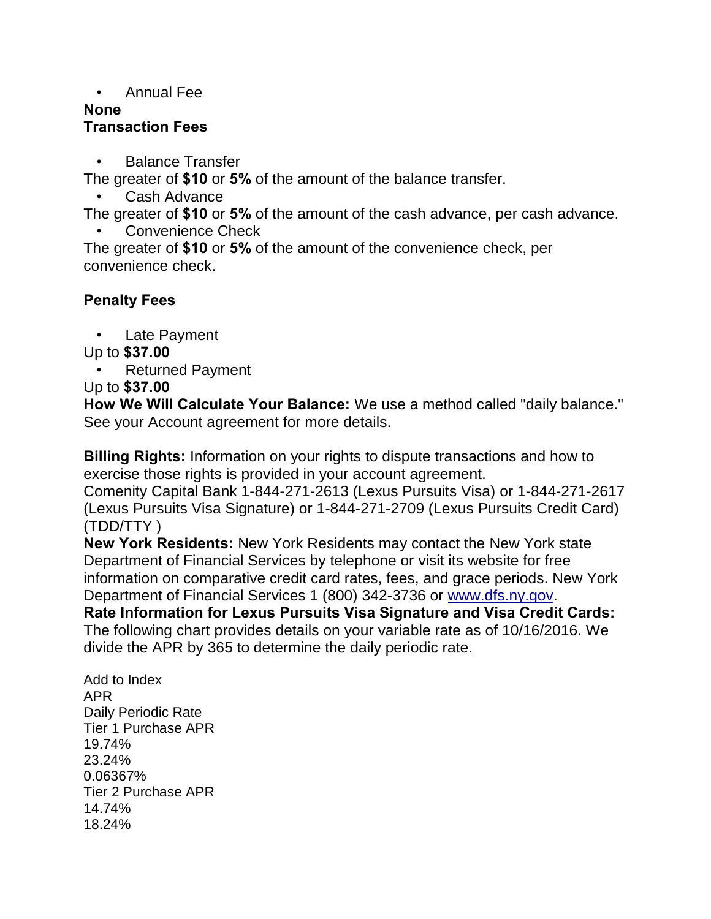- Annual Fee

**None**

**Transaction Fees**

- Balance Transfer

The greater of **$10** or **5%** of the amount of the balance transfer.

- Cash Advance

The greater of **$10** or **5%** of the amount of the cash advance, per cash advance.

- Convenience Check

The greater of **$10** or **5%** of the amount of the convenience check, per convenience check.

**Penalty Fees**

- Late Payment

Up to **$37.00**

- Returned Payment

Up to **$37.00**

**How We Will Calculate Your Balance:** We use a method called "daily balance." See your Account agreement for more details.

**Billing Rights:** Information on your rights to dispute transactions and how to exercise those rights is provided in your account agreement.

Comenity Capital Bank 1-844-271-2613 (Lexus Pursuits Visa) or 1-844-271-2617 (Lexus Pursuits Visa Signature) or 1-844-271-2709 (Lexus Pursuits Credit Card) (TDD/TTY )

**New York Residents:** New York Residents may contact the New York state Department of Financial Services by telephone or visit its website for free information on comparative credit card rates, fees, and grace periods. New York Department of Financial Services 1 (800) 342-3736 or www.dfs.ny.gov.

**Rate Information for Lexus Pursuits Visa Signature and Visa Credit Cards:** The following chart provides details on your variable rate as of 10/16/2016. We divide the APR by 365 to determine the daily periodic rate.

| | Add to Index | APR | Daily Periodic Rate |
|---|---|---|---|
| Tier 1 Purchase APR | 19.74% | 23.24% | 0.06367% |
| Tier 2 Purchase APR | 14.74% | 18.24% | |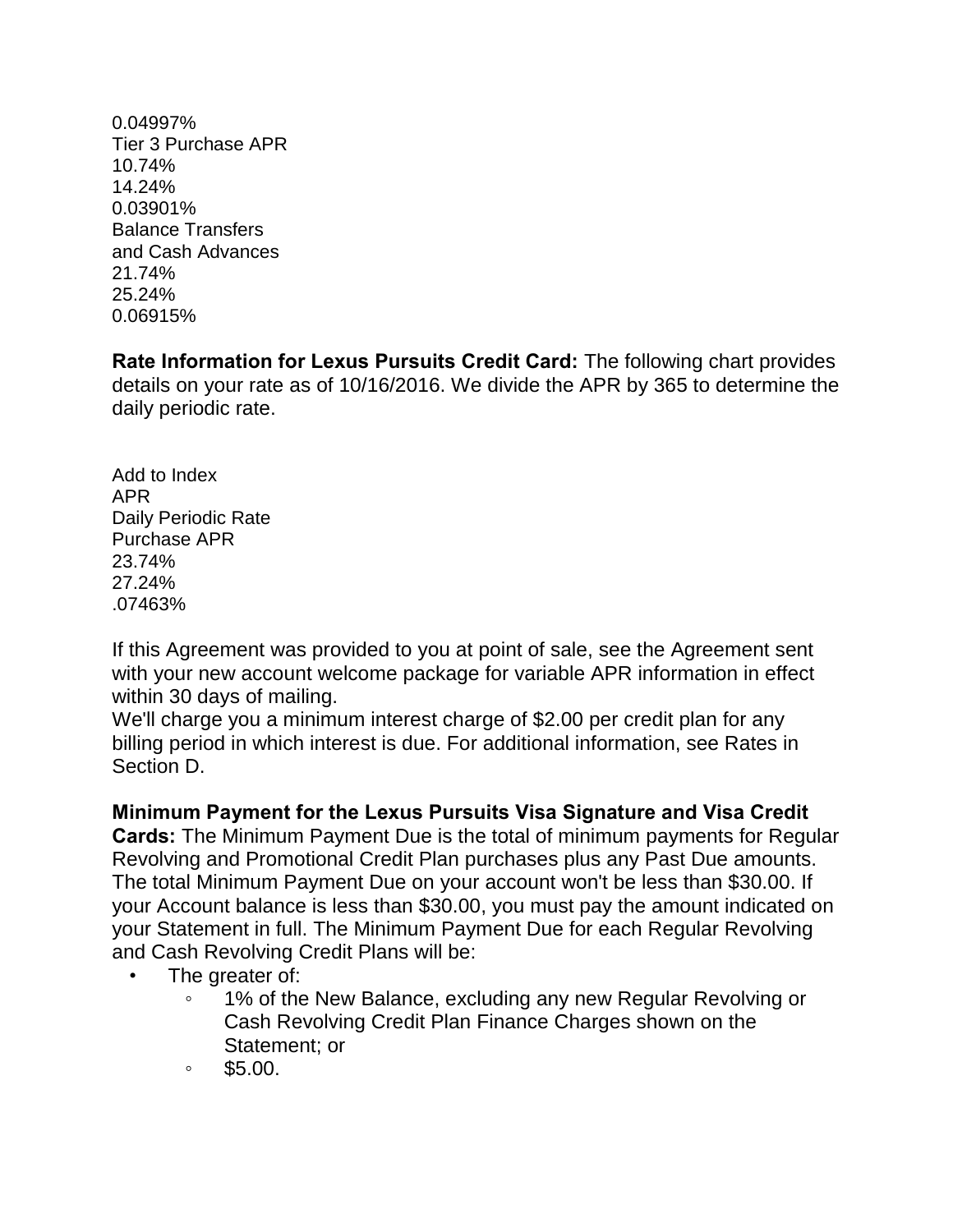0.04997%
Tier 3 Purchase APR
10.74%
14.24%
0.03901%
Balance Transfers
and Cash Advances
21.74%
25.24%
0.06915%

**Rate Information for Lexus Pursuits Credit Card:** The following chart provides details on your rate as of 10/16/2016. We divide the APR by 365 to determine the daily periodic rate.

Add to Index
APR
Daily Periodic Rate
Purchase APR
23.74%
27.24%
.07463%

If this Agreement was provided to you at point of sale, see the Agreement sent with your new account welcome package for variable APR information in effect within 30 days of mailing.
We'll charge you a minimum interest charge of $2.00 per credit plan for any billing period in which interest is due. For additional information, see Rates in Section D.

**Minimum Payment for the Lexus Pursuits Visa Signature and Visa Credit Cards:** The Minimum Payment Due is the total of minimum payments for Regular Revolving and Promotional Credit Plan purchases plus any Past Due amounts. The total Minimum Payment Due on your account won't be less than $30.00. If your Account balance is less than $30.00, you must pay the amount indicated on your Statement in full. The Minimum Payment Due for each Regular Revolving and Cash Revolving Credit Plans will be:

- The greater of:
  - 1% of the New Balance, excluding any new Regular Revolving or Cash Revolving Credit Plan Finance Charges shown on the Statement; or
  - $5.00.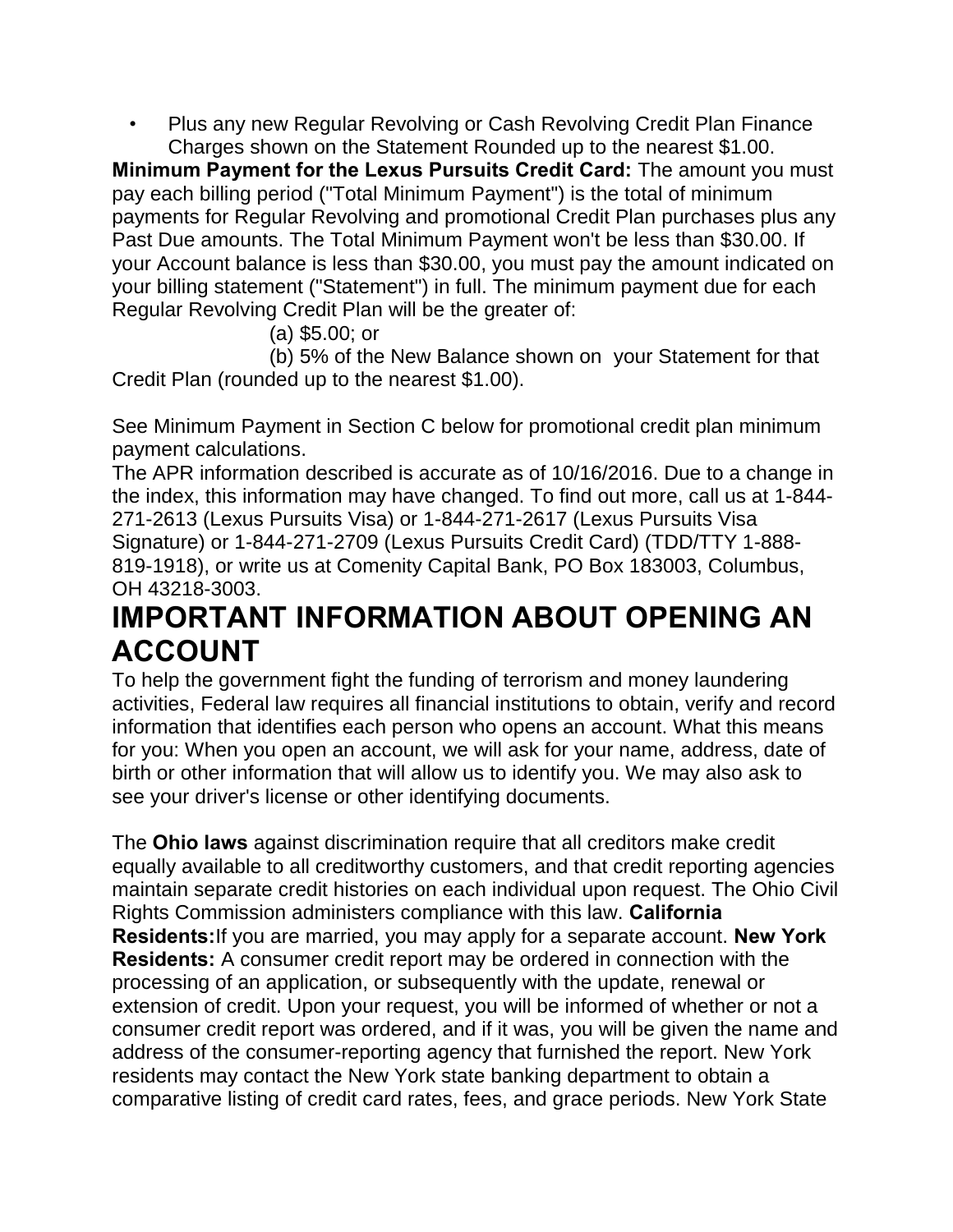- Plus any new Regular Revolving or Cash Revolving Credit Plan Finance Charges shown on the Statement Rounded up to the nearest $1.00.

**Minimum Payment for the Lexus Pursuits Credit Card:** The amount you must pay each billing period ("Total Minimum Payment") is the total of minimum payments for Regular Revolving and promotional Credit Plan purchases plus any Past Due amounts. The Total Minimum Payment won't be less than $30.00. If your Account balance is less than $30.00, you must pay the amount indicated on your billing statement ("Statement") in full. The minimum payment due for each Regular Revolving Credit Plan will be the greater of:

(a) $5.00; or

(b) 5% of the New Balance shown on your Statement for that Credit Plan (rounded up to the nearest $1.00).

See Minimum Payment in Section C below for promotional credit plan minimum payment calculations.

The APR information described is accurate as of 10/16/2016. Due to a change in the index, this information may have changed. To find out more, call us at 1-844-271-2613 (Lexus Pursuits Visa) or 1-844-271-2617 (Lexus Pursuits Visa Signature) or 1-844-271-2709 (Lexus Pursuits Credit Card) (TDD/TTY 1-888-819-1918), or write us at Comenity Capital Bank, PO Box 183003, Columbus, OH 43218-3003.

# IMPORTANT INFORMATION ABOUT OPENING AN ACCOUNT

To help the government fight the funding of terrorism and money laundering activities, Federal law requires all financial institutions to obtain, verify and record information that identifies each person who opens an account. What this means for you: When you open an account, we will ask for your name, address, date of birth or other information that will allow us to identify you. We may also ask to see your driver's license or other identifying documents.

The **Ohio laws** against discrimination require that all creditors make credit equally available to all creditworthy customers, and that credit reporting agencies maintain separate credit histories on each individual upon request. The Ohio Civil Rights Commission administers compliance with this law. **California Residents:** If you are married, you may apply for a separate account. **New York Residents:** A consumer credit report may be ordered in connection with the processing of an application, or subsequently with the update, renewal or extension of credit. Upon your request, you will be informed of whether or not a consumer credit report was ordered, and if it was, you will be given the name and address of the consumer-reporting agency that furnished the report. New York residents may contact the New York state banking department to obtain a comparative listing of credit card rates, fees, and grace periods. New York State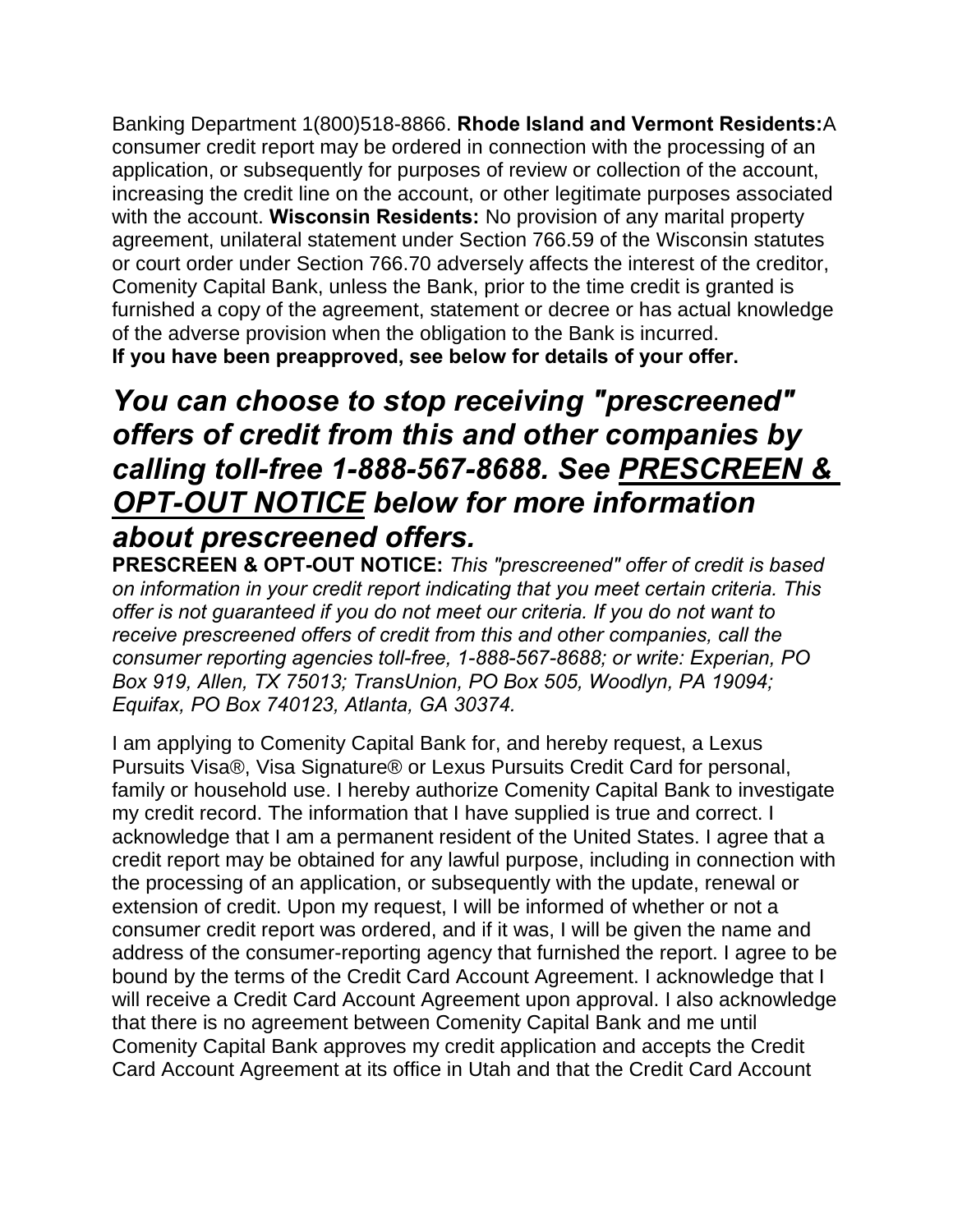Banking Department 1(800)518-8866. **Rhode Island and Vermont Residents:**A consumer credit report may be ordered in connection with the processing of an application, or subsequently for purposes of review or collection of the account, increasing the credit line on the account, or other legitimate purposes associated with the account. **Wisconsin Residents:** No provision of any marital property agreement, unilateral statement under Section 766.59 of the Wisconsin statutes or court order under Section 766.70 adversely affects the interest of the creditor, Comenity Capital Bank, unless the Bank, prior to the time credit is granted is furnished a copy of the agreement, statement or decree or has actual knowledge of the adverse provision when the obligation to the Bank is incurred.
**If you have been preapproved, see below for details of your offer.**

## *You can choose to stop receiving "prescreened" offers of credit from this and other companies by calling toll-free 1-888-567-8688. See PRESCREEN & OPT-OUT NOTICE below for more information about prescreened offers.*

**PRESCREEN & OPT-OUT NOTICE:** *This "prescreened" offer of credit is based on information in your credit report indicating that you meet certain criteria. This offer is not guaranteed if you do not meet our criteria. If you do not want to receive prescreened offers of credit from this and other companies, call the consumer reporting agencies toll-free, 1-888-567-8688; or write: Experian, PO Box 919, Allen, TX 75013; TransUnion, PO Box 505, Woodlyn, PA 19094; Equifax, PO Box 740123, Atlanta, GA 30374.*

I am applying to Comenity Capital Bank for, and hereby request, a Lexus Pursuits Visa®, Visa Signature® or Lexus Pursuits Credit Card for personal, family or household use. I hereby authorize Comenity Capital Bank to investigate my credit record. The information that I have supplied is true and correct. I acknowledge that I am a permanent resident of the United States. I agree that a credit report may be obtained for any lawful purpose, including in connection with the processing of an application, or subsequently with the update, renewal or extension of credit. Upon my request, I will be informed of whether or not a consumer credit report was ordered, and if it was, I will be given the name and address of the consumer-reporting agency that furnished the report. I agree to be bound by the terms of the Credit Card Account Agreement. I acknowledge that I will receive a Credit Card Account Agreement upon approval. I also acknowledge that there is no agreement between Comenity Capital Bank and me until Comenity Capital Bank approves my credit application and accepts the Credit Card Account Agreement at its office in Utah and that the Credit Card Account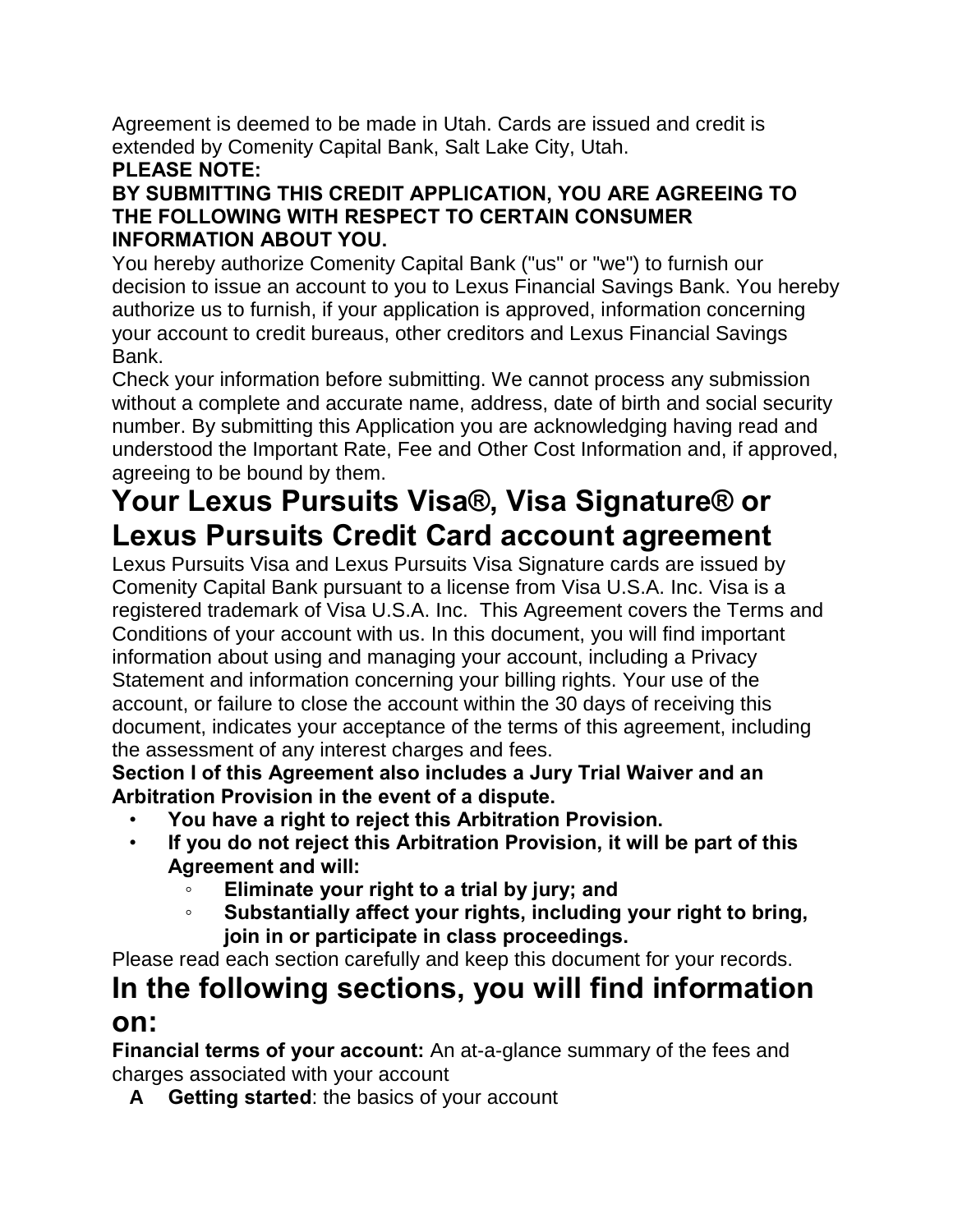Agreement is deemed to be made in Utah. Cards are issued and credit is extended by Comenity Capital Bank, Salt Lake City, Utah.

**PLEASE NOTE:**

**BY SUBMITTING THIS CREDIT APPLICATION, YOU ARE AGREEING TO THE FOLLOWING WITH RESPECT TO CERTAIN CONSUMER INFORMATION ABOUT YOU.**

You hereby authorize Comenity Capital Bank ("us" or "we") to furnish our decision to issue an account to you to Lexus Financial Savings Bank. You hereby authorize us to furnish, if your application is approved, information concerning your account to credit bureaus, other creditors and Lexus Financial Savings Bank.

Check your information before submitting. We cannot process any submission without a complete and accurate name, address, date of birth and social security number. By submitting this Application you are acknowledging having read and understood the Important Rate, Fee and Other Cost Information and, if approved, agreeing to be bound by them.

# Your Lexus Pursuits Visa®, Visa Signature® or Lexus Pursuits Credit Card account agreement

Lexus Pursuits Visa and Lexus Pursuits Visa Signature cards are issued by Comenity Capital Bank pursuant to a license from Visa U.S.A. Inc. Visa is a registered trademark of Visa U.S.A. Inc. This Agreement covers the Terms and Conditions of your account with us. In this document, you will find important information about using and managing your account, including a Privacy Statement and information concerning your billing rights. Your use of the account, or failure to close the account within the 30 days of receiving this document, indicates your acceptance of the terms of this agreement, including the assessment of any interest charges and fees.

**Section I of this Agreement also includes a Jury Trial Waiver and an Arbitration Provision in the event of a dispute.**

- **You have a right to reject this Arbitration Provision.**
- **If you do not reject this Arbitration Provision, it will be part of this Agreement and will:**
  - **Eliminate your right to a trial by jury; and**
  - **Substantially affect your rights, including your right to bring, join in or participate in class proceedings.**

Please read each section carefully and keep this document for your records.

# In the following sections, you will find information on:

**Financial terms of your account:** An at-a-glance summary of the fees and charges associated with your account

**A** **Getting started**: the basics of your account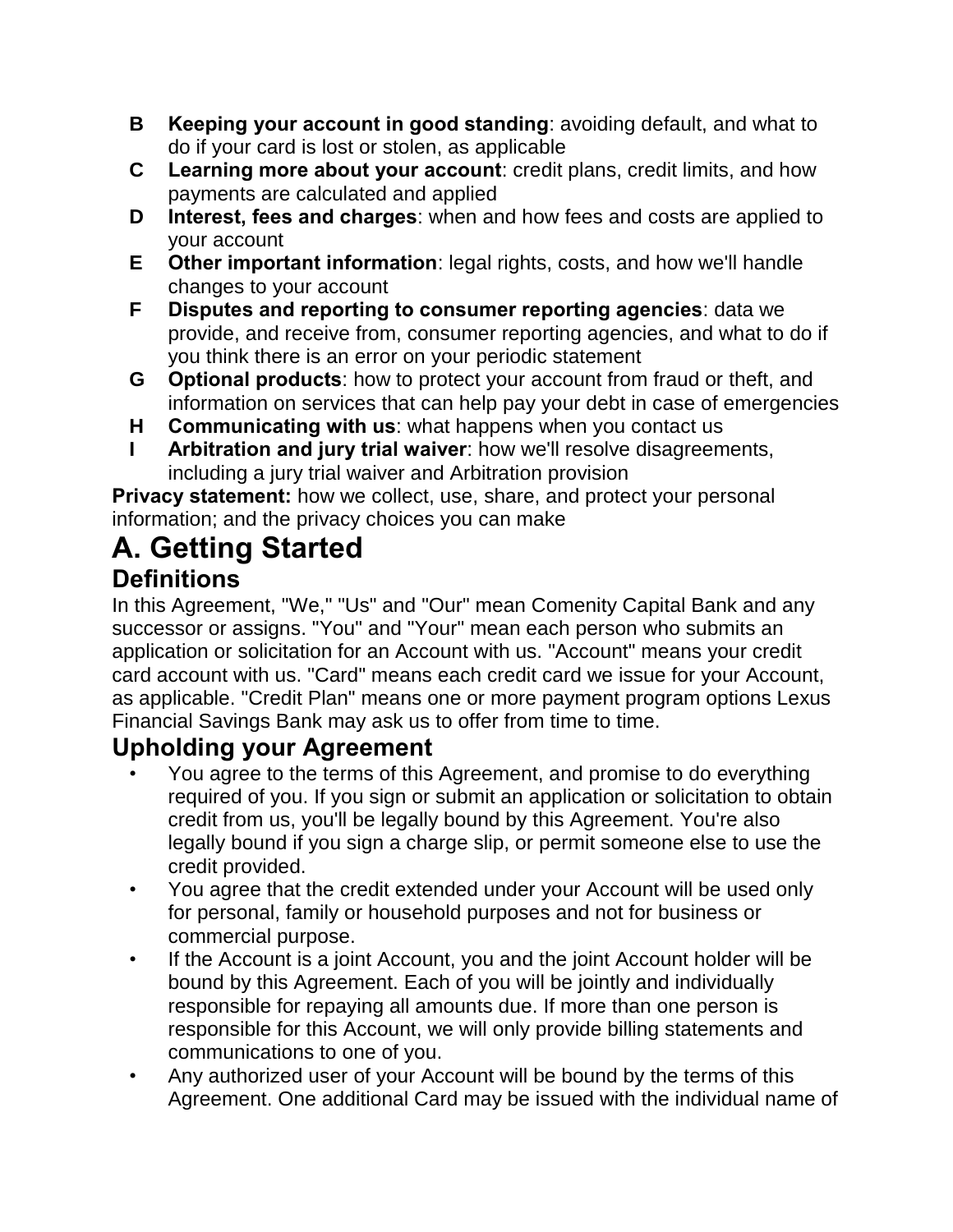- **B** **Keeping your account in good standing**: avoiding default, and what to do if your card is lost or stolen, as applicable
- **C** **Learning more about your account**: credit plans, credit limits, and how payments are calculated and applied
- **D** **Interest, fees and charges**: when and how fees and costs are applied to your account
- **E** **Other important information**: legal rights, costs, and how we'll handle changes to your account
- **F** **Disputes and reporting to consumer reporting agencies**: data we provide, and receive from, consumer reporting agencies, and what to do if you think there is an error on your periodic statement
- **G** **Optional products**: how to protect your account from fraud or theft, and information on services that can help pay your debt in case of emergencies
- **H** **Communicating with us**: what happens when you contact us
- **I** **Arbitration and jury trial waiver**: how we'll resolve disagreements, including a jury trial waiver and Arbitration provision

**Privacy statement:** how we collect, use, share, and protect your personal information; and the privacy choices you can make

# A. Getting Started

## Definitions

In this Agreement, "We," "Us" and "Our" mean Comenity Capital Bank and any successor or assigns. "You" and "Your" mean each person who submits an application or solicitation for an Account with us. "Account" means your credit card account with us. "Card" means each credit card we issue for your Account, as applicable. "Credit Plan" means one or more payment program options Lexus Financial Savings Bank may ask us to offer from time to time.

## Upholding your Agreement

- You agree to the terms of this Agreement, and promise to do everything required of you. If you sign or submit an application or solicitation to obtain credit from us, you'll be legally bound by this Agreement. You're also legally bound if you sign a charge slip, or permit someone else to use the credit provided.
- You agree that the credit extended under your Account will be used only for personal, family or household purposes and not for business or commercial purpose.
- If the Account is a joint Account, you and the joint Account holder will be bound by this Agreement. Each of you will be jointly and individually responsible for repaying all amounts due. If more than one person is responsible for this Account, we will only provide billing statements and communications to one of you.
- Any authorized user of your Account will be bound by the terms of this Agreement. One additional Card may be issued with the individual name of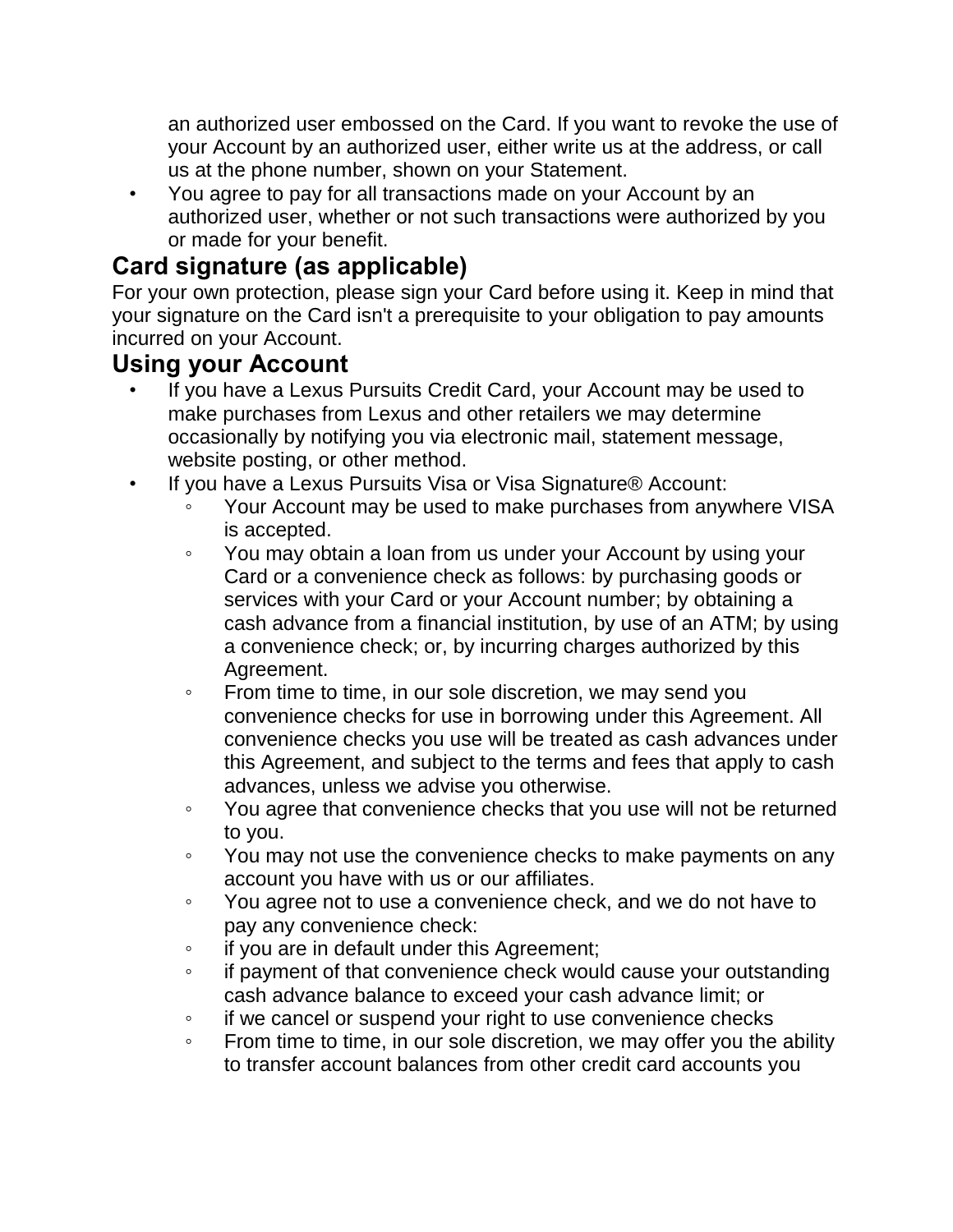an authorized user embossed on the Card. If you want to revoke the use of your Account by an authorized user, either write us at the address, or call us at the phone number, shown on your Statement.

- You agree to pay for all transactions made on your Account by an authorized user, whether or not such transactions were authorized by you or made for your benefit.

## Card signature (as applicable)

For your own protection, please sign your Card before using it. Keep in mind that your signature on the Card isn't a prerequisite to your obligation to pay amounts incurred on your Account.

## Using your Account

- If you have a Lexus Pursuits Credit Card, your Account may be used to make purchases from Lexus and other retailers we may determine occasionally by notifying you via electronic mail, statement message, website posting, or other method.
- If you have a Lexus Pursuits Visa or Visa Signature® Account:
  - Your Account may be used to make purchases from anywhere VISA is accepted.
  - You may obtain a loan from us under your Account by using your Card or a convenience check as follows: by purchasing goods or services with your Card or your Account number; by obtaining a cash advance from a financial institution, by use of an ATM; by using a convenience check; or, by incurring charges authorized by this Agreement.
  - From time to time, in our sole discretion, we may send you convenience checks for use in borrowing under this Agreement. All convenience checks you use will be treated as cash advances under this Agreement, and subject to the terms and fees that apply to cash advances, unless we advise you otherwise.
  - You agree that convenience checks that you use will not be returned to you.
  - You may not use the convenience checks to make payments on any account you have with us or our affiliates.
  - You agree not to use a convenience check, and we do not have to pay any convenience check:
  - if you are in default under this Agreement;
  - if payment of that convenience check would cause your outstanding cash advance balance to exceed your cash advance limit; or
  - if we cancel or suspend your right to use convenience checks
  - From time to time, in our sole discretion, we may offer you the ability to transfer account balances from other credit card accounts you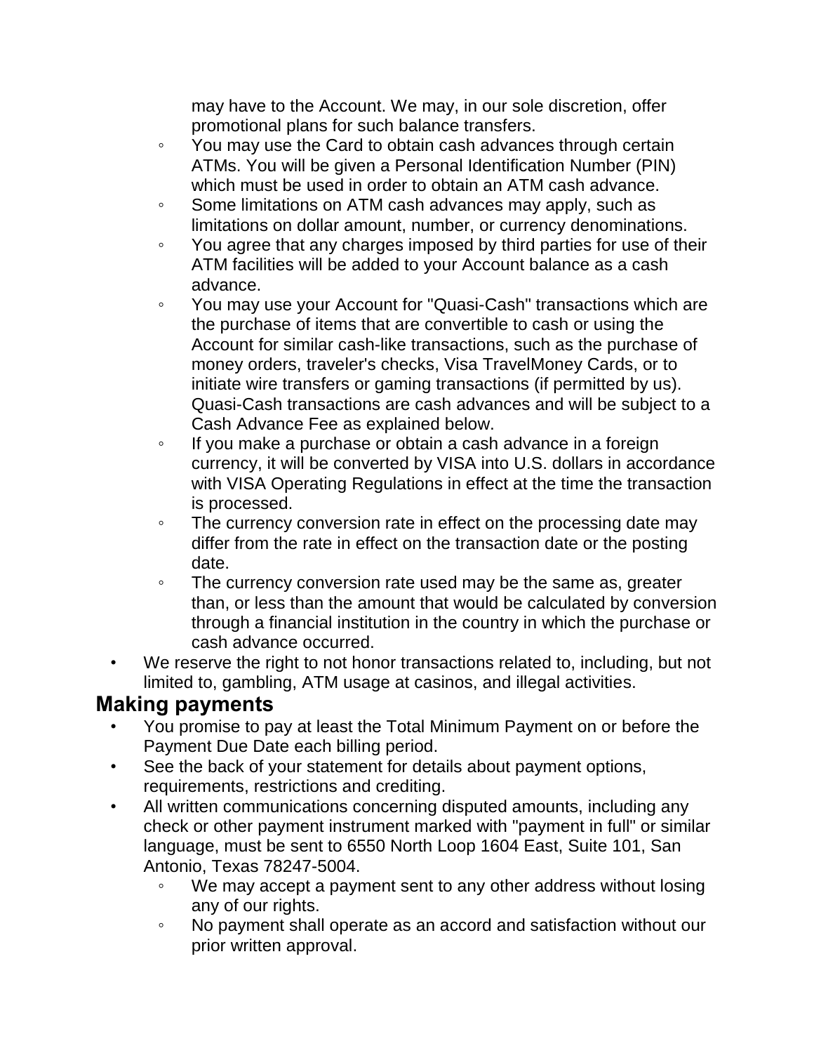may have to the Account. We may, in our sole discretion, offer promotional plans for such balance transfers.
  - You may use the Card to obtain cash advances through certain ATMs. You will be given a Personal Identification Number (PIN) which must be used in order to obtain an ATM cash advance.
  - Some limitations on ATM cash advances may apply, such as limitations on dollar amount, number, or currency denominations.
  - You agree that any charges imposed by third parties for use of their ATM facilities will be added to your Account balance as a cash advance.
  - You may use your Account for "Quasi-Cash" transactions which are the purchase of items that are convertible to cash or using the Account for similar cash-like transactions, such as the purchase of money orders, traveler's checks, Visa TravelMoney Cards, or to initiate wire transfers or gaming transactions (if permitted by us). Quasi-Cash transactions are cash advances and will be subject to a Cash Advance Fee as explained below.
  - If you make a purchase or obtain a cash advance in a foreign currency, it will be converted by VISA into U.S. dollars in accordance with VISA Operating Regulations in effect at the time the transaction is processed.
  - The currency conversion rate in effect on the processing date may differ from the rate in effect on the transaction date or the posting date.
  - The currency conversion rate used may be the same as, greater than, or less than the amount that would be calculated by conversion through a financial institution in the country in which the purchase or cash advance occurred.
- We reserve the right to not honor transactions related to, including, but not limited to, gambling, ATM usage at casinos, and illegal activities.

## Making payments

- You promise to pay at least the Total Minimum Payment on or before the Payment Due Date each billing period.
- See the back of your statement for details about payment options, requirements, restrictions and crediting.
- All written communications concerning disputed amounts, including any check or other payment instrument marked with "payment in full" or similar language, must be sent to 6550 North Loop 1604 East, Suite 101, San Antonio, Texas 78247-5004.
  - We may accept a payment sent to any other address without losing any of our rights.
  - No payment shall operate as an accord and satisfaction without our prior written approval.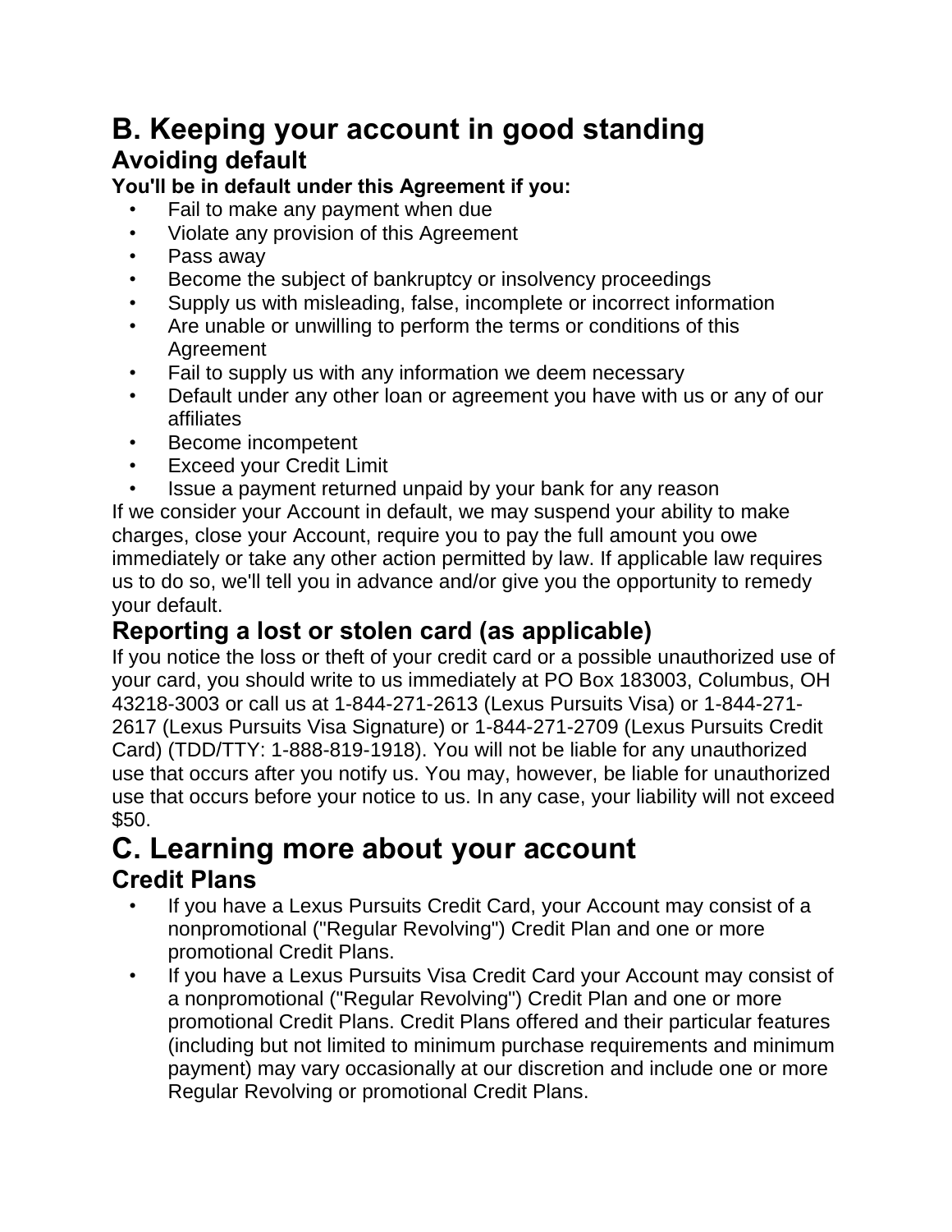# B. Keeping your account in good standing

## Avoiding default

**You'll be in default under this Agreement if you:**

- Fail to make any payment when due
- Violate any provision of this Agreement
- Pass away
- Become the subject of bankruptcy or insolvency proceedings
- Supply us with misleading, false, incomplete or incorrect information
- Are unable or unwilling to perform the terms or conditions of this Agreement
- Fail to supply us with any information we deem necessary
- Default under any other loan or agreement you have with us or any of our affiliates
- Become incompetent
- Exceed your Credit Limit
- Issue a payment returned unpaid by your bank for any reason

If we consider your Account in default, we may suspend your ability to make charges, close your Account, require you to pay the full amount you owe immediately or take any other action permitted by law. If applicable law requires us to do so, we'll tell you in advance and/or give you the opportunity to remedy your default.

## Reporting a lost or stolen card (as applicable)

If you notice the loss or theft of your credit card or a possible unauthorized use of your card, you should write to us immediately at PO Box 183003, Columbus, OH 43218-3003 or call us at 1-844-271-2613 (Lexus Pursuits Visa) or 1-844-271-2617 (Lexus Pursuits Visa Signature) or 1-844-271-2709 (Lexus Pursuits Credit Card) (TDD/TTY: 1-888-819-1918). You will not be liable for any unauthorized use that occurs after you notify us. You may, however, be liable for unauthorized use that occurs before your notice to us. In any case, your liability will not exceed $50.

# C. Learning more about your account

## Credit Plans

- If you have a Lexus Pursuits Credit Card, your Account may consist of a nonpromotional ("Regular Revolving") Credit Plan and one or more promotional Credit Plans.
- If you have a Lexus Pursuits Visa Credit Card your Account may consist of a nonpromotional ("Regular Revolving") Credit Plan and one or more promotional Credit Plans. Credit Plans offered and their particular features (including but not limited to minimum purchase requirements and minimum payment) may vary occasionally at our discretion and include one or more Regular Revolving or promotional Credit Plans.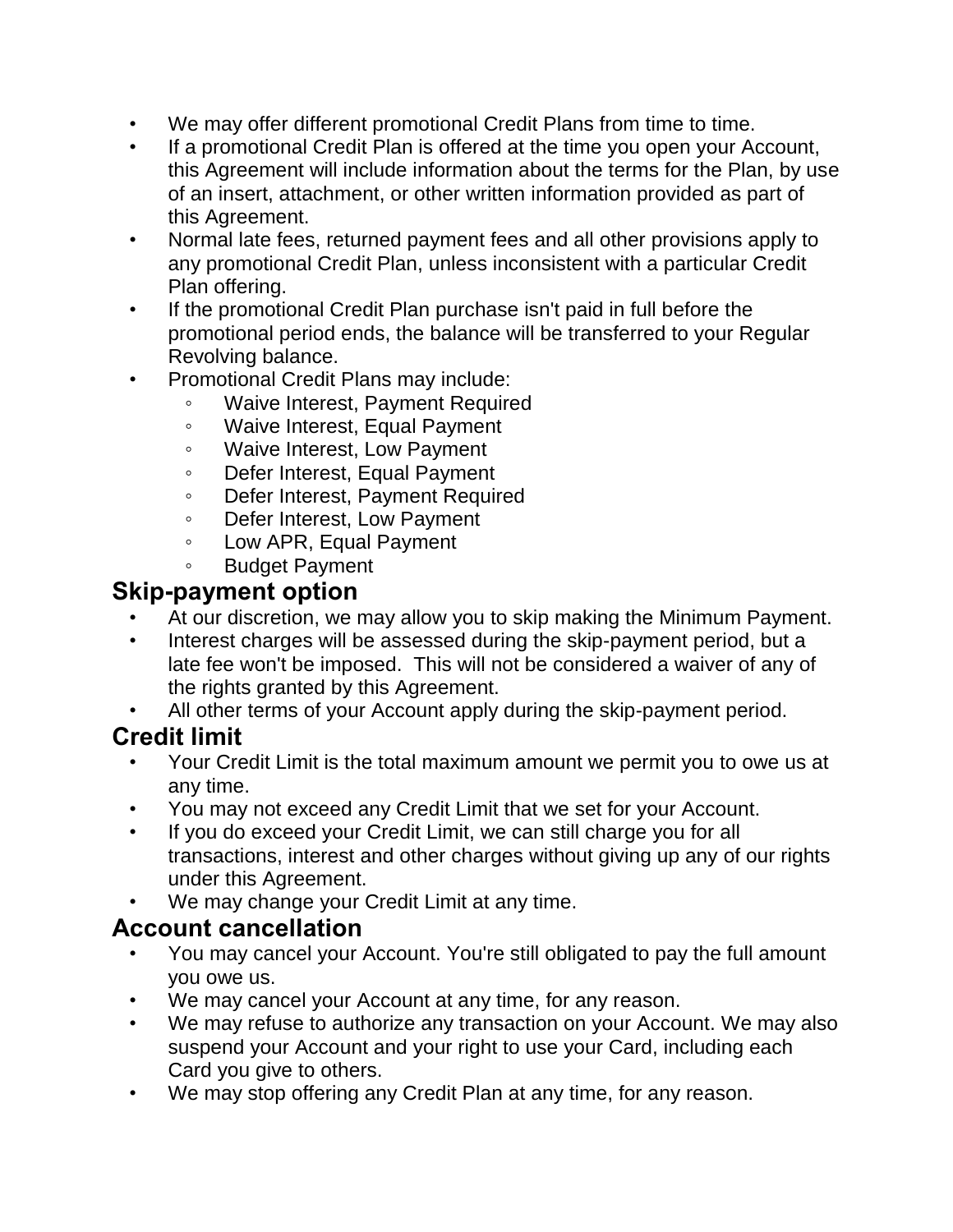- We may offer different promotional Credit Plans from time to time.
- If a promotional Credit Plan is offered at the time you open your Account, this Agreement will include information about the terms for the Plan, by use of an insert, attachment, or other written information provided as part of this Agreement.
- Normal late fees, returned payment fees and all other provisions apply to any promotional Credit Plan, unless inconsistent with a particular Credit Plan offering.
- If the promotional Credit Plan purchase isn't paid in full before the promotional period ends, the balance will be transferred to your Regular Revolving balance.
- Promotional Credit Plans may include:
  - Waive Interest, Payment Required
  - Waive Interest, Equal Payment
  - Waive Interest, Low Payment
  - Defer Interest, Equal Payment
  - Defer Interest, Payment Required
  - Defer Interest, Low Payment
  - Low APR, Equal Payment
  - Budget Payment

## Skip-payment option

- At our discretion, we may allow you to skip making the Minimum Payment.
- Interest charges will be assessed during the skip-payment period, but a late fee won't be imposed. This will not be considered a waiver of any of the rights granted by this Agreement.
- All other terms of your Account apply during the skip-payment period.

## Credit limit

- Your Credit Limit is the total maximum amount we permit you to owe us at any time.
- You may not exceed any Credit Limit that we set for your Account.
- If you do exceed your Credit Limit, we can still charge you for all transactions, interest and other charges without giving up any of our rights under this Agreement.
- We may change your Credit Limit at any time.

## Account cancellation

- You may cancel your Account. You're still obligated to pay the full amount you owe us.
- We may cancel your Account at any time, for any reason.
- We may refuse to authorize any transaction on your Account. We may also suspend your Account and your right to use your Card, including each Card you give to others.
- We may stop offering any Credit Plan at any time, for any reason.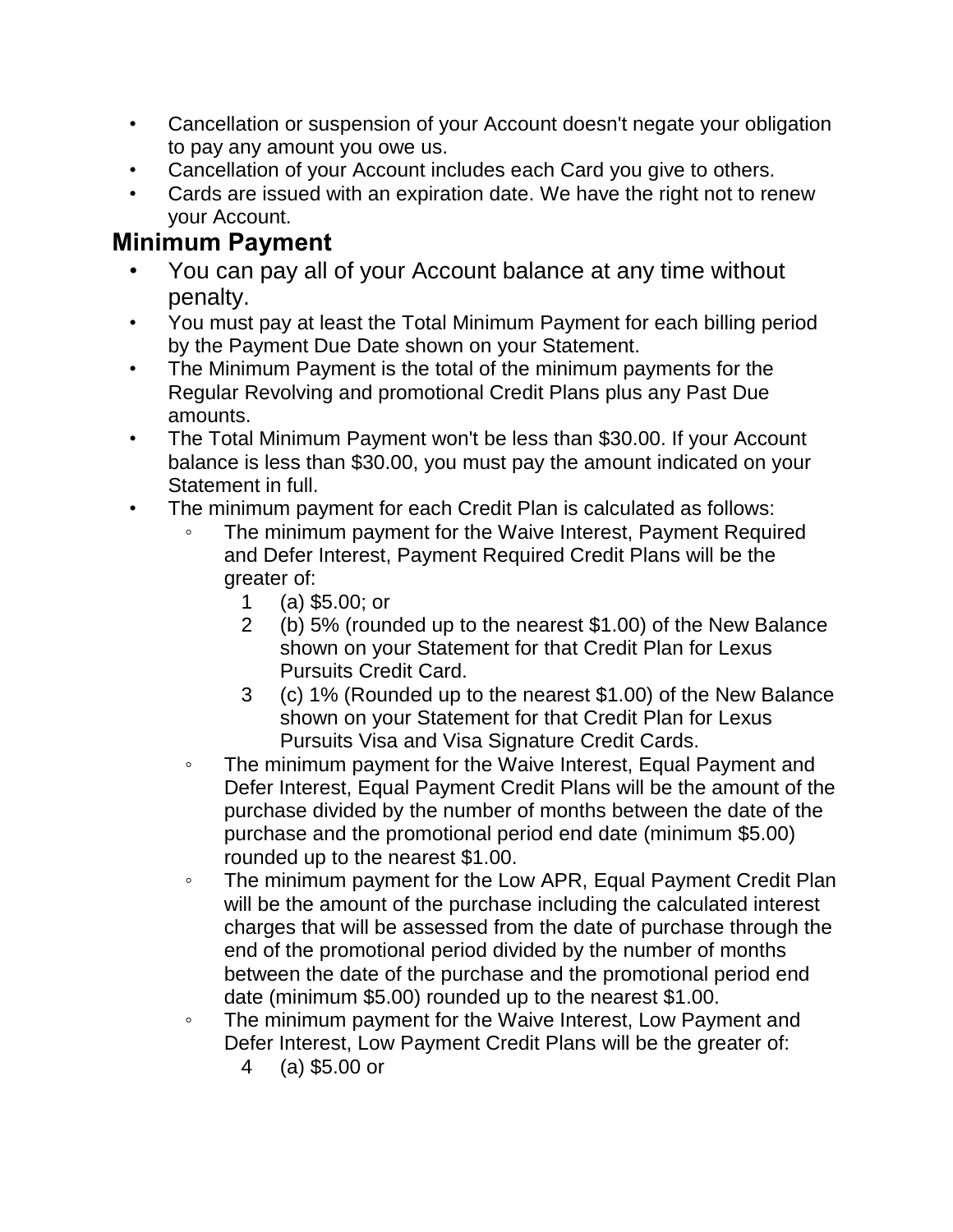- Cancellation or suspension of your Account doesn't negate your obligation to pay any amount you owe us.
- Cancellation of your Account includes each Card you give to others.
- Cards are issued with an expiration date. We have the right not to renew your Account.

## Minimum Payment

- You can pay all of your Account balance at any time without penalty.
- You must pay at least the Total Minimum Payment for each billing period by the Payment Due Date shown on your Statement.
- The Minimum Payment is the total of the minimum payments for the Regular Revolving and promotional Credit Plans plus any Past Due amounts.
- The Total Minimum Payment won't be less than $30.00. If your Account balance is less than $30.00, you must pay the amount indicated on your Statement in full.
- The minimum payment for each Credit Plan is calculated as follows:
  - The minimum payment for the Waive Interest, Payment Required and Defer Interest, Payment Required Credit Plans will be the greater of:
    1. (a) $5.00; or
    2. (b) 5% (rounded up to the nearest $1.00) of the New Balance shown on your Statement for that Credit Plan for Lexus Pursuits Credit Card.
    3. (c) 1% (Rounded up to the nearest $1.00) of the New Balance shown on your Statement for that Credit Plan for Lexus Pursuits Visa and Visa Signature Credit Cards.
  - The minimum payment for the Waive Interest, Equal Payment and Defer Interest, Equal Payment Credit Plans will be the amount of the purchase divided by the number of months between the date of the purchase and the promotional period end date (minimum $5.00) rounded up to the nearest $1.00.
  - The minimum payment for the Low APR, Equal Payment Credit Plan will be the amount of the purchase including the calculated interest charges that will be assessed from the date of purchase through the end of the promotional period divided by the number of months between the date of the purchase and the promotional period end date (minimum $5.00) rounded up to the nearest $1.00.
  - The minimum payment for the Waive Interest, Low Payment and Defer Interest, Low Payment Credit Plans will be the greater of:
    4. (a) $5.00 or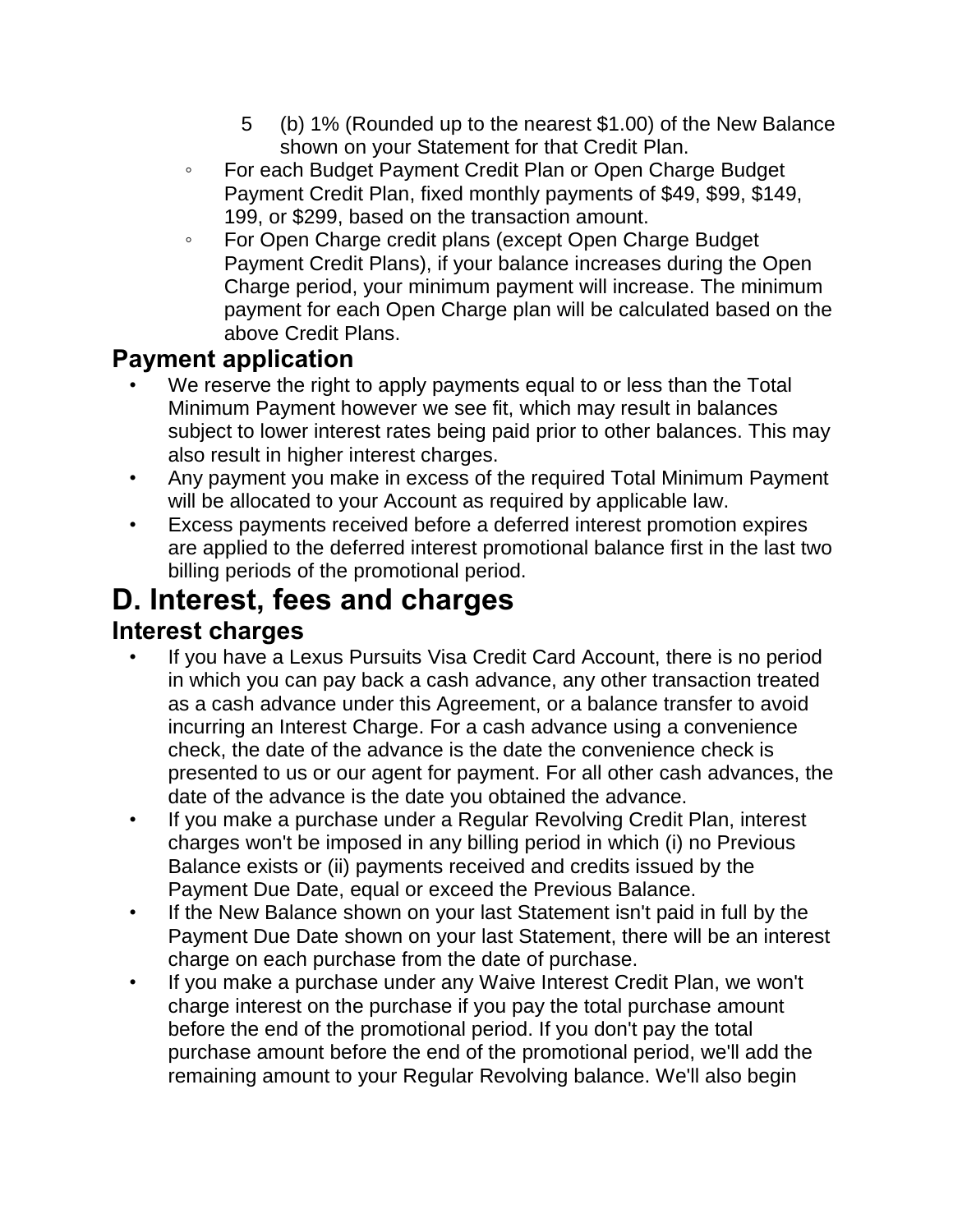5 (b) 1% (Rounded up to the nearest $1.00) of the New Balance shown on your Statement for that Credit Plan.

- For each Budget Payment Credit Plan or Open Charge Budget Payment Credit Plan, fixed monthly payments of $49, $99, $149, 199, or $299, based on the transaction amount.
- For Open Charge credit plans (except Open Charge Budget Payment Credit Plans), if your balance increases during the Open Charge period, your minimum payment will increase. The minimum payment for each Open Charge plan will be calculated based on the above Credit Plans.

### Payment application

- We reserve the right to apply payments equal to or less than the Total Minimum Payment however we see fit, which may result in balances subject to lower interest rates being paid prior to other balances. This may also result in higher interest charges.
- Any payment you make in excess of the required Total Minimum Payment will be allocated to your Account as required by applicable law.
- Excess payments received before a deferred interest promotion expires are applied to the deferred interest promotional balance first in the last two billing periods of the promotional period.

## D. Interest, fees and charges

### Interest charges

- If you have a Lexus Pursuits Visa Credit Card Account, there is no period in which you can pay back a cash advance, any other transaction treated as a cash advance under this Agreement, or a balance transfer to avoid incurring an Interest Charge. For a cash advance using a convenience check, the date of the advance is the date the convenience check is presented to us or our agent for payment. For all other cash advances, the date of the advance is the date you obtained the advance.
- If you make a purchase under a Regular Revolving Credit Plan, interest charges won't be imposed in any billing period in which (i) no Previous Balance exists or (ii) payments received and credits issued by the Payment Due Date, equal or exceed the Previous Balance.
- If the New Balance shown on your last Statement isn't paid in full by the Payment Due Date shown on your last Statement, there will be an interest charge on each purchase from the date of purchase.
- If you make a purchase under any Waive Interest Credit Plan, we won't charge interest on the purchase if you pay the total purchase amount before the end of the promotional period. If you don't pay the total purchase amount before the end of the promotional period, we'll add the remaining amount to your Regular Revolving balance. We'll also begin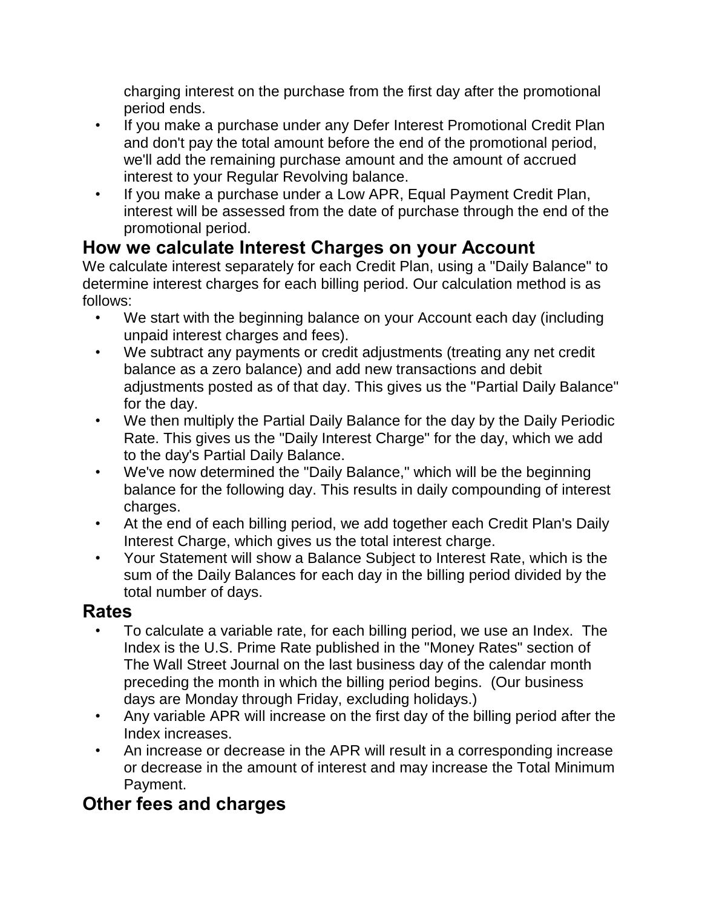charging interest on the purchase from the first day after the promotional period ends.

- If you make a purchase under any Defer Interest Promotional Credit Plan and don't pay the total amount before the end of the promotional period, we'll add the remaining purchase amount and the amount of accrued interest to your Regular Revolving balance.
- If you make a purchase under a Low APR, Equal Payment Credit Plan, interest will be assessed from the date of purchase through the end of the promotional period.

## How we calculate Interest Charges on your Account

We calculate interest separately for each Credit Plan, using a "Daily Balance" to determine interest charges for each billing period. Our calculation method is as follows:

- We start with the beginning balance on your Account each day (including unpaid interest charges and fees).
- We subtract any payments or credit adjustments (treating any net credit balance as a zero balance) and add new transactions and debit adjustments posted as of that day. This gives us the "Partial Daily Balance" for the day.
- We then multiply the Partial Daily Balance for the day by the Daily Periodic Rate. This gives us the "Daily Interest Charge" for the day, which we add to the day's Partial Daily Balance.
- We've now determined the "Daily Balance," which will be the beginning balance for the following day. This results in daily compounding of interest charges.
- At the end of each billing period, we add together each Credit Plan's Daily Interest Charge, which gives us the total interest charge.
- Your Statement will show a Balance Subject to Interest Rate, which is the sum of the Daily Balances for each day in the billing period divided by the total number of days.

## Rates

- To calculate a variable rate, for each billing period, we use an Index. The Index is the U.S. Prime Rate published in the "Money Rates" section of The Wall Street Journal on the last business day of the calendar month preceding the month in which the billing period begins. (Our business days are Monday through Friday, excluding holidays.)
- Any variable APR will increase on the first day of the billing period after the Index increases.
- An increase or decrease in the APR will result in a corresponding increase or decrease in the amount of interest and may increase the Total Minimum Payment.

## Other fees and charges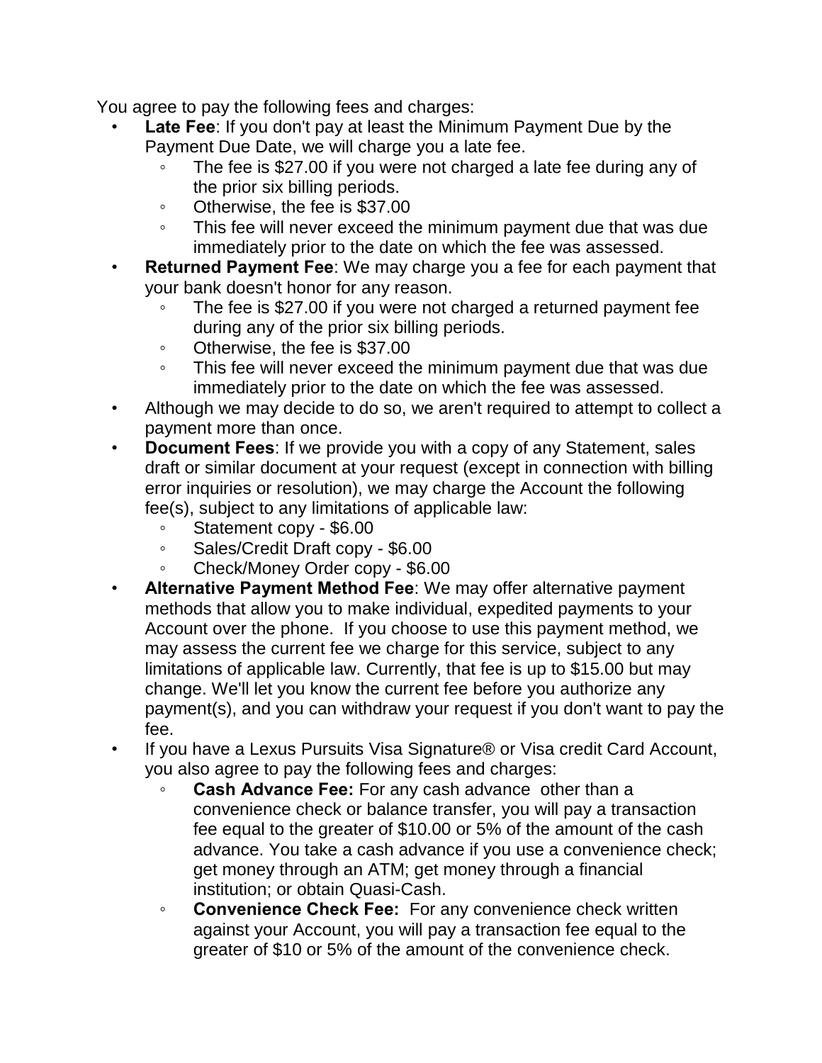You agree to pay the following fees and charges:

- **Late Fee**: If you don't pay at least the Minimum Payment Due by the Payment Due Date, we will charge you a late fee.
  - The fee is $27.00 if you were not charged a late fee during any of the prior six billing periods.
  - Otherwise, the fee is $37.00
  - This fee will never exceed the minimum payment due that was due immediately prior to the date on which the fee was assessed.
- **Returned Payment Fee**: We may charge you a fee for each payment that your bank doesn't honor for any reason.
  - The fee is $27.00 if you were not charged a returned payment fee during any of the prior six billing periods.
  - Otherwise, the fee is $37.00
  - This fee will never exceed the minimum payment due that was due immediately prior to the date on which the fee was assessed.
- Although we may decide to do so, we aren't required to attempt to collect a payment more than once.
- **Document Fees**: If we provide you with a copy of any Statement, sales draft or similar document at your request (except in connection with billing error inquiries or resolution), we may charge the Account the following fee(s), subject to any limitations of applicable law:
  - Statement copy - $6.00
  - Sales/Credit Draft copy - $6.00
  - Check/Money Order copy - $6.00
- **Alternative Payment Method Fee**: We may offer alternative payment methods that allow you to make individual, expedited payments to your Account over the phone. If you choose to use this payment method, we may assess the current fee we charge for this service, subject to any limitations of applicable law. Currently, that fee is up to $15.00 but may change. We'll let you know the current fee before you authorize any payment(s), and you can withdraw your request if you don't want to pay the fee.
- If you have a Lexus Pursuits Visa Signature® or Visa credit Card Account, you also agree to pay the following fees and charges:
  - **Cash Advance Fee:** For any cash advance other than a convenience check or balance transfer, you will pay a transaction fee equal to the greater of $10.00 or 5% of the amount of the cash advance. You take a cash advance if you use a convenience check; get money through an ATM; get money through a financial institution; or obtain Quasi-Cash.
  - **Convenience Check Fee:** For any convenience check written against your Account, you will pay a transaction fee equal to the greater of $10 or 5% of the amount of the convenience check.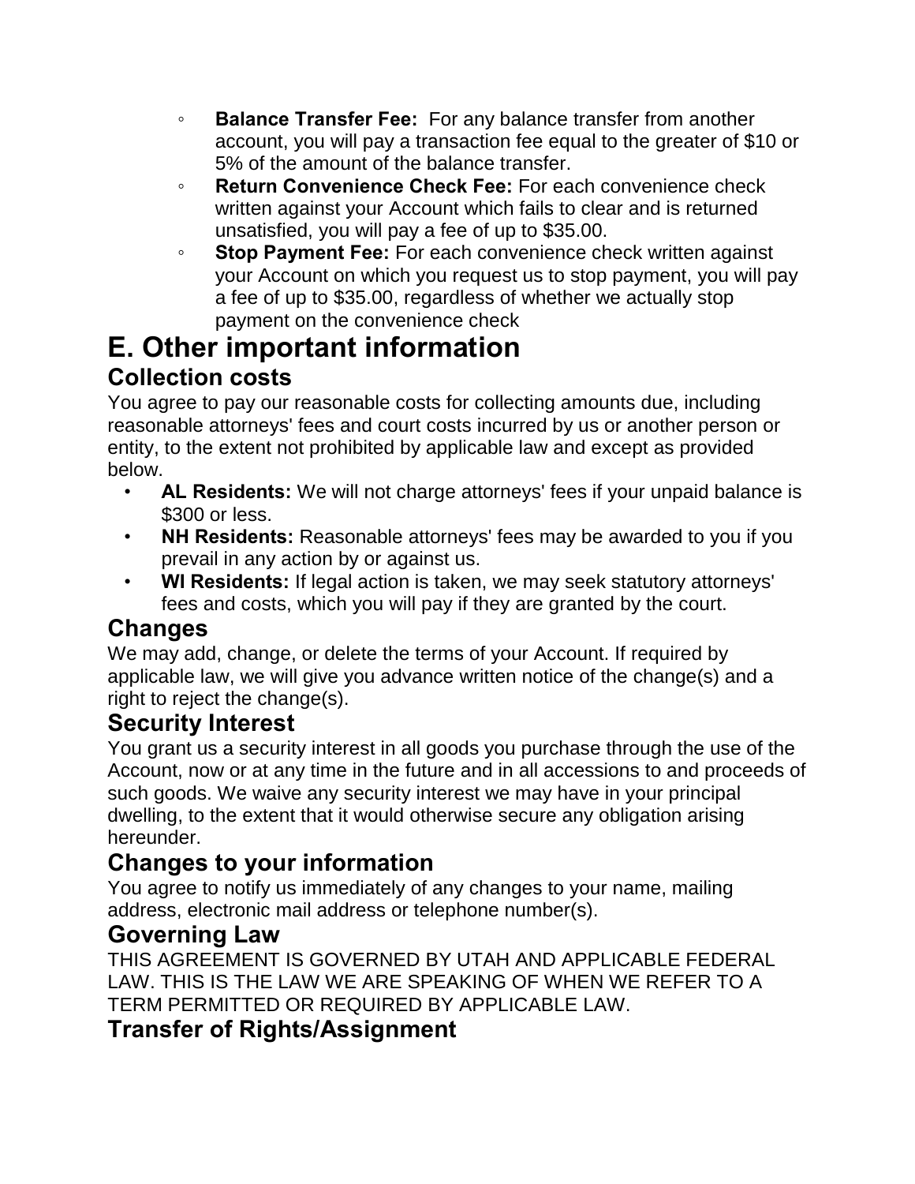- **Balance Transfer Fee:** For any balance transfer from another account, you will pay a transaction fee equal to the greater of $10 or 5% of the amount of the balance transfer.
- **Return Convenience Check Fee:** For each convenience check written against your Account which fails to clear and is returned unsatisfied, you will pay a fee of up to $35.00.
- **Stop Payment Fee:** For each convenience check written against your Account on which you request us to stop payment, you will pay a fee of up to $35.00, regardless of whether we actually stop payment on the convenience check

# E. Other important information

## Collection costs

You agree to pay our reasonable costs for collecting amounts due, including reasonable attorneys' fees and court costs incurred by us or another person or entity, to the extent not prohibited by applicable law and except as provided below.

- **AL Residents:** We will not charge attorneys' fees if your unpaid balance is $300 or less.
- **NH Residents:** Reasonable attorneys' fees may be awarded to you if you prevail in any action by or against us.
- **WI Residents:** If legal action is taken, we may seek statutory attorneys' fees and costs, which you will pay if they are granted by the court.

## Changes

We may add, change, or delete the terms of your Account. If required by applicable law, we will give you advance written notice of the change(s) and a right to reject the change(s).

## Security Interest

You grant us a security interest in all goods you purchase through the use of the Account, now or at any time in the future and in all accessions to and proceeds of such goods. We waive any security interest we may have in your principal dwelling, to the extent that it would otherwise secure any obligation arising hereunder.

## Changes to your information

You agree to notify us immediately of any changes to your name, mailing address, electronic mail address or telephone number(s).

## Governing Law

THIS AGREEMENT IS GOVERNED BY UTAH AND APPLICABLE FEDERAL LAW. THIS IS THE LAW WE ARE SPEAKING OF WHEN WE REFER TO A TERM PERMITTED OR REQUIRED BY APPLICABLE LAW.

## Transfer of Rights/Assignment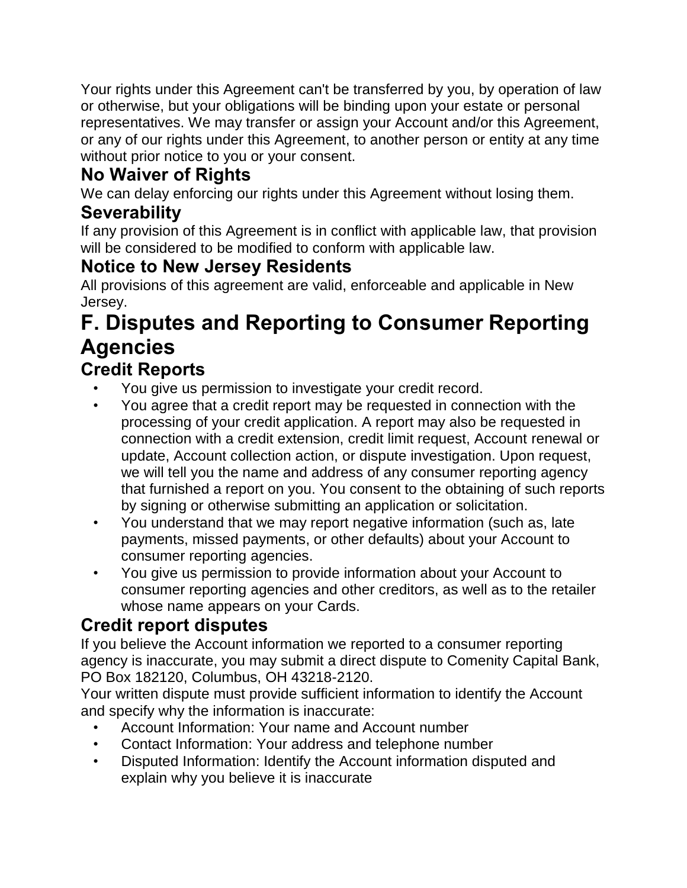Your rights under this Agreement can't be transferred by you, by operation of law or otherwise, but your obligations will be binding upon your estate or personal representatives. We may transfer or assign your Account and/or this Agreement, or any of our rights under this Agreement, to another person or entity at any time without prior notice to you or your consent.

### No Waiver of Rights

We can delay enforcing our rights under this Agreement without losing them.

### Severability

If any provision of this Agreement is in conflict with applicable law, that provision will be considered to be modified to conform with applicable law.

### Notice to New Jersey Residents

All provisions of this agreement are valid, enforceable and applicable in New Jersey.

## F. Disputes and Reporting to Consumer Reporting Agencies

### Credit Reports

- You give us permission to investigate your credit record.
- You agree that a credit report may be requested in connection with the processing of your credit application. A report may also be requested in connection with a credit extension, credit limit request, Account renewal or update, Account collection action, or dispute investigation. Upon request, we will tell you the name and address of any consumer reporting agency that furnished a report on you. You consent to the obtaining of such reports by signing or otherwise submitting an application or solicitation.
- You understand that we may report negative information (such as, late payments, missed payments, or other defaults) about your Account to consumer reporting agencies.
- You give us permission to provide information about your Account to consumer reporting agencies and other creditors, as well as to the retailer whose name appears on your Cards.

### Credit report disputes

If you believe the Account information we reported to a consumer reporting agency is inaccurate, you may submit a direct dispute to Comenity Capital Bank, PO Box 182120, Columbus, OH 43218-2120.

Your written dispute must provide sufficient information to identify the Account and specify why the information is inaccurate:

- Account Information: Your name and Account number
- Contact Information: Your address and telephone number
- Disputed Information: Identify the Account information disputed and explain why you believe it is inaccurate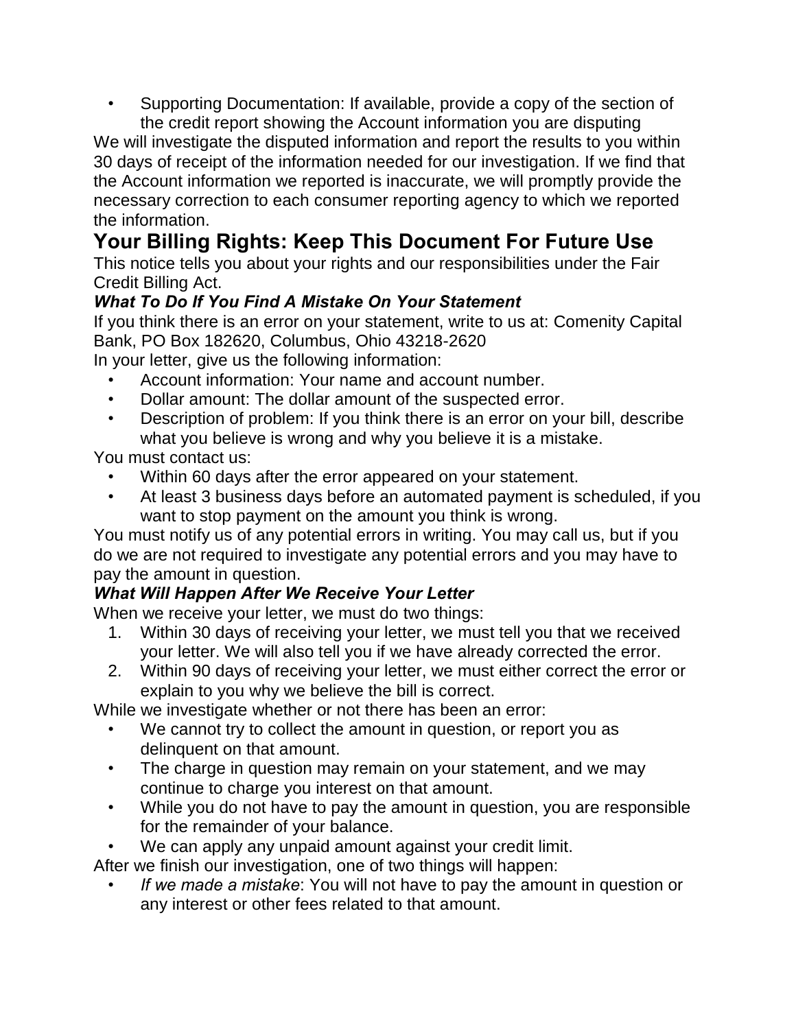- Supporting Documentation: If available, provide a copy of the section of the credit report showing the Account information you are disputing

We will investigate the disputed information and report the results to you within 30 days of receipt of the information needed for our investigation. If we find that the Account information we reported is inaccurate, we will promptly provide the necessary correction to each consumer reporting agency to which we reported the information.

## Your Billing Rights: Keep This Document For Future Use

This notice tells you about your rights and our responsibilities under the Fair Credit Billing Act.

### *What To Do If You Find A Mistake On Your Statement*

If you think there is an error on your statement, write to us at: Comenity Capital Bank, PO Box 182620, Columbus, Ohio 43218-2620

In your letter, give us the following information:

- Account information: Your name and account number.
- Dollar amount: The dollar amount of the suspected error.
- Description of problem: If you think there is an error on your bill, describe what you believe is wrong and why you believe it is a mistake.

You must contact us:

- Within 60 days after the error appeared on your statement.
- At least 3 business days before an automated payment is scheduled, if you want to stop payment on the amount you think is wrong.

You must notify us of any potential errors in writing. You may call us, but if you do we are not required to investigate any potential errors and you may have to pay the amount in question.

### *What Will Happen After We Receive Your Letter*

When we receive your letter, we must do two things:

1. Within 30 days of receiving your letter, we must tell you that we received your letter. We will also tell you if we have already corrected the error.
2. Within 90 days of receiving your letter, we must either correct the error or explain to you why we believe the bill is correct.

While we investigate whether or not there has been an error:

- We cannot try to collect the amount in question, or report you as delinquent on that amount.
- The charge in question may remain on your statement, and we may continue to charge you interest on that amount.
- While you do not have to pay the amount in question, you are responsible for the remainder of your balance.
- We can apply any unpaid amount against your credit limit.

After we finish our investigation, one of two things will happen:

- *If we made a mistake*: You will not have to pay the amount in question or any interest or other fees related to that amount.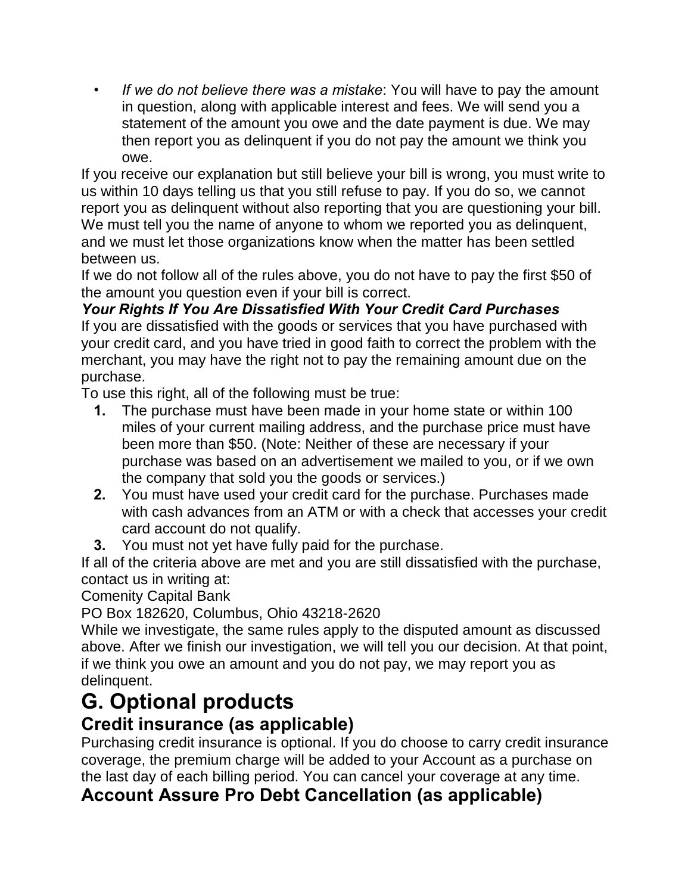- *If we do not believe there was a mistake*: You will have to pay the amount in question, along with applicable interest and fees. We will send you a statement of the amount you owe and the date payment is due. We may then report you as delinquent if you do not pay the amount we think you owe.

If you receive our explanation but still believe your bill is wrong, you must write to us within 10 days telling us that you still refuse to pay. If you do so, we cannot report you as delinquent without also reporting that you are questioning your bill. We must tell you the name of anyone to whom we reported you as delinquent, and we must let those organizations know when the matter has been settled between us.

If we do not follow all of the rules above, you do not have to pay the first $50 of the amount you question even if your bill is correct.

***Your Rights If You Are Dissatisfied With Your Credit Card Purchases***

If you are dissatisfied with the goods or services that you have purchased with your credit card, and you have tried in good faith to correct the problem with the merchant, you may have the right not to pay the remaining amount due on the purchase.

To use this right, all of the following must be true:

1. The purchase must have been made in your home state or within 100 miles of your current mailing address, and the purchase price must have been more than $50. (Note: Neither of these are necessary if your purchase was based on an advertisement we mailed to you, or if we own the company that sold you the goods or services.)
2. You must have used your credit card for the purchase. Purchases made with cash advances from an ATM or with a check that accesses your credit card account do not qualify.
3. You must not yet have fully paid for the purchase.

If all of the criteria above are met and you are still dissatisfied with the purchase, contact us in writing at:

Comenity Capital Bank

PO Box 182620, Columbus, Ohio 43218-2620

While we investigate, the same rules apply to the disputed amount as discussed above. After we finish our investigation, we will tell you our decision. At that point, if we think you owe an amount and you do not pay, we may report you as delinquent.

# G. Optional products

## Credit insurance (as applicable)

Purchasing credit insurance is optional. If you do choose to carry credit insurance coverage, the premium charge will be added to your Account as a purchase on the last day of each billing period. You can cancel your coverage at any time.

## Account Assure Pro Debt Cancellation (as applicable)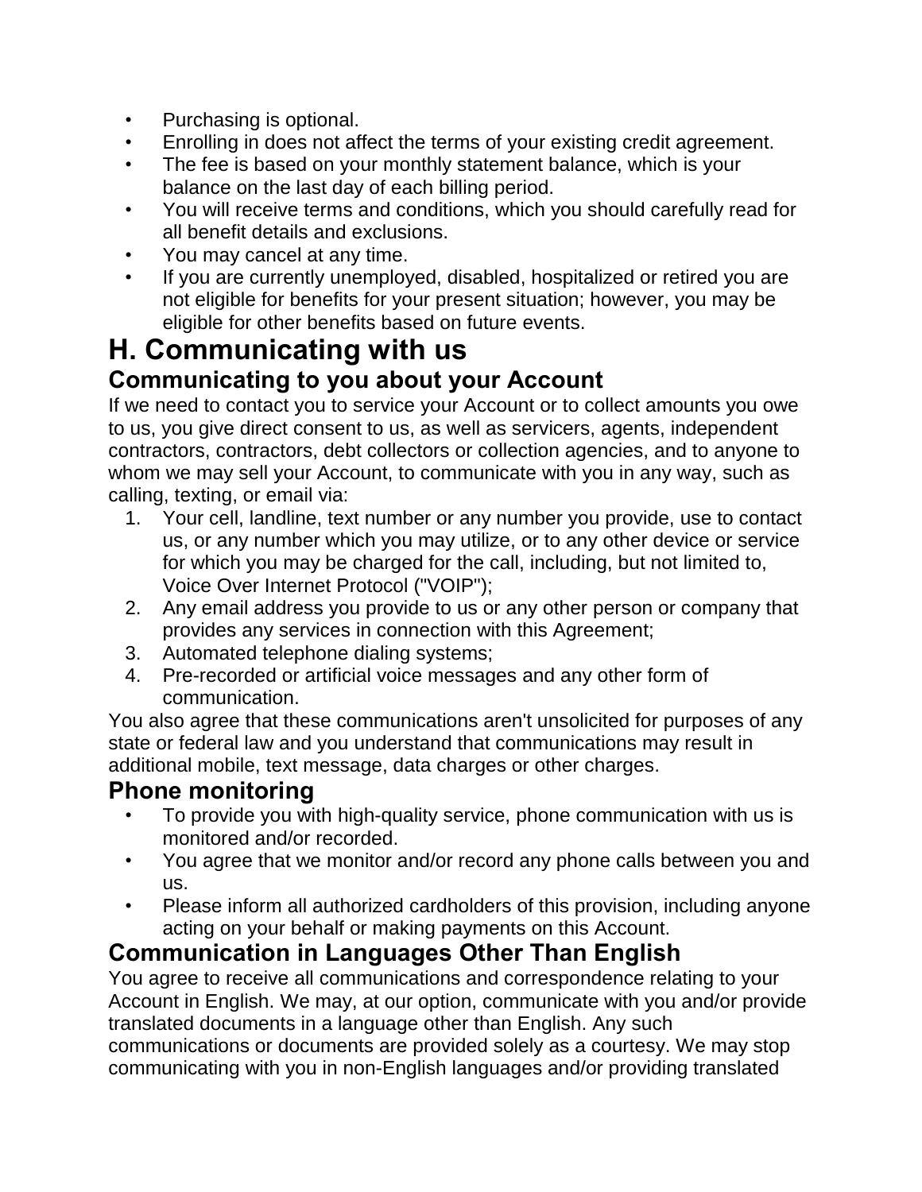- Purchasing is optional.
- Enrolling in does not affect the terms of your existing credit agreement.
- The fee is based on your monthly statement balance, which is your balance on the last day of each billing period.
- You will receive terms and conditions, which you should carefully read for all benefit details and exclusions.
- You may cancel at any time.
- If you are currently unemployed, disabled, hospitalized or retired you are not eligible for benefits for your present situation; however, you may be eligible for other benefits based on future events.

# H. Communicating with us

## Communicating to you about your Account

If we need to contact you to service your Account or to collect amounts you owe to us, you give direct consent to us, as well as servicers, agents, independent contractors, contractors, debt collectors or collection agencies, and to anyone to whom we may sell your Account, to communicate with you in any way, such as calling, texting, or email via:

1. Your cell, landline, text number or any number you provide, use to contact us, or any number which you may utilize, or to any other device or service for which you may be charged for the call, including, but not limited to, Voice Over Internet Protocol ("VOIP");
2. Any email address you provide to us or any other person or company that provides any services in connection with this Agreement;
3. Automated telephone dialing systems;
4. Pre-recorded or artificial voice messages and any other form of communication.

You also agree that these communications aren't unsolicited for purposes of any state or federal law and you understand that communications may result in additional mobile, text message, data charges or other charges.

## Phone monitoring

- To provide you with high-quality service, phone communication with us is monitored and/or recorded.
- You agree that we monitor and/or record any phone calls between you and us.
- Please inform all authorized cardholders of this provision, including anyone acting on your behalf or making payments on this Account.

## Communication in Languages Other Than English

You agree to receive all communications and correspondence relating to your Account in English. We may, at our option, communicate with you and/or provide translated documents in a language other than English. Any such communications or documents are provided solely as a courtesy. We may stop communicating with you in non-English languages and/or providing translated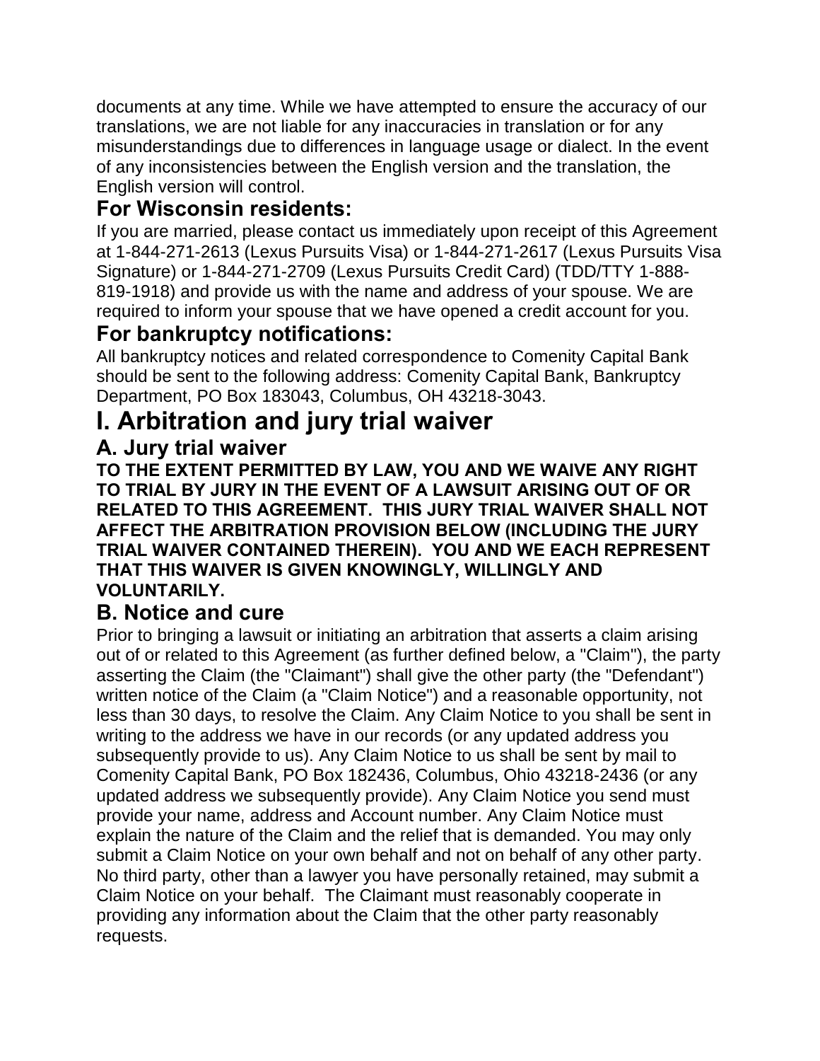documents at any time. While we have attempted to ensure the accuracy of our translations, we are not liable for any inaccuracies in translation or for any misunderstandings due to differences in language usage or dialect. In the event of any inconsistencies between the English version and the translation, the English version will control.

## For Wisconsin residents:

If you are married, please contact us immediately upon receipt of this Agreement at 1-844-271-2613 (Lexus Pursuits Visa) or 1-844-271-2617 (Lexus Pursuits Visa Signature) or 1-844-271-2709 (Lexus Pursuits Credit Card) (TDD/TTY 1-888-819-1918) and provide us with the name and address of your spouse. We are required to inform your spouse that we have opened a credit account for you.

## For bankruptcy notifications:

All bankruptcy notices and related correspondence to Comenity Capital Bank should be sent to the following address: Comenity Capital Bank, Bankruptcy Department, PO Box 183043, Columbus, OH 43218-3043.

# I. Arbitration and jury trial waiver

## A. Jury trial waiver

**TO THE EXTENT PERMITTED BY LAW, YOU AND WE WAIVE ANY RIGHT TO TRIAL BY JURY IN THE EVENT OF A LAWSUIT ARISING OUT OF OR RELATED TO THIS AGREEMENT. THIS JURY TRIAL WAIVER SHALL NOT AFFECT THE ARBITRATION PROVISION BELOW (INCLUDING THE JURY TRIAL WAIVER CONTAINED THEREIN). YOU AND WE EACH REPRESENT THAT THIS WAIVER IS GIVEN KNOWINGLY, WILLINGLY AND VOLUNTARILY.**

## B. Notice and cure

Prior to bringing a lawsuit or initiating an arbitration that asserts a claim arising out of or related to this Agreement (as further defined below, a "Claim"), the party asserting the Claim (the "Claimant") shall give the other party (the "Defendant") written notice of the Claim (a "Claim Notice") and a reasonable opportunity, not less than 30 days, to resolve the Claim. Any Claim Notice to you shall be sent in writing to the address we have in our records (or any updated address you subsequently provide to us). Any Claim Notice to us shall be sent by mail to Comenity Capital Bank, PO Box 182436, Columbus, Ohio 43218-2436 (or any updated address we subsequently provide). Any Claim Notice you send must provide your name, address and Account number. Any Claim Notice must explain the nature of the Claim and the relief that is demanded. You may only submit a Claim Notice on your own behalf and not on behalf of any other party. No third party, other than a lawyer you have personally retained, may submit a Claim Notice on your behalf. The Claimant must reasonably cooperate in providing any information about the Claim that the other party reasonably requests.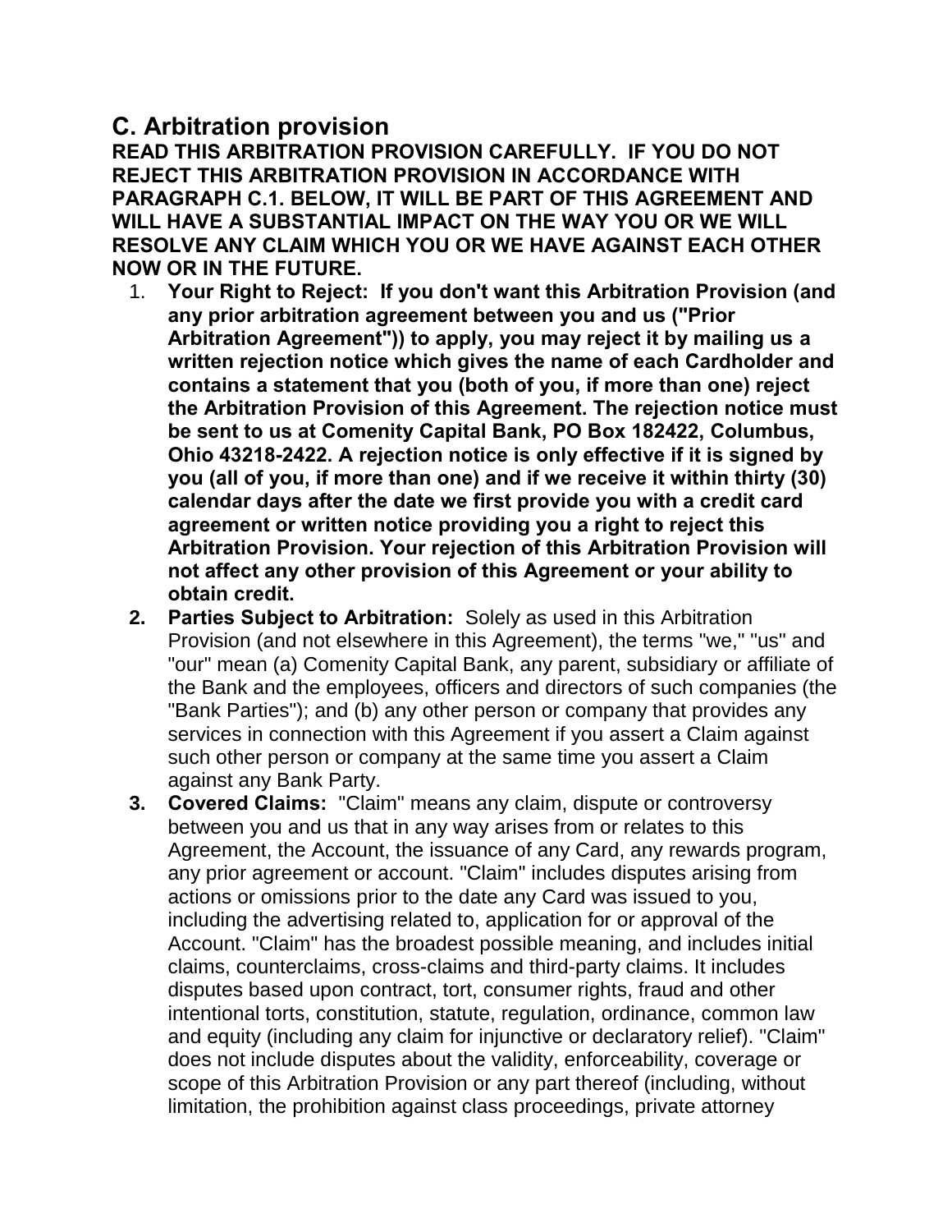## C. Arbitration provision

**READ THIS ARBITRATION PROVISION CAREFULLY. IF YOU DO NOT REJECT THIS ARBITRATION PROVISION IN ACCORDANCE WITH PARAGRAPH C.1. BELOW, IT WILL BE PART OF THIS AGREEMENT AND WILL HAVE A SUBSTANTIAL IMPACT ON THE WAY YOU OR WE WILL RESOLVE ANY CLAIM WHICH YOU OR WE HAVE AGAINST EACH OTHER NOW OR IN THE FUTURE.**

1. **Your Right to Reject: If you don't want this Arbitration Provision (and any prior arbitration agreement between you and us ("Prior Arbitration Agreement")) to apply, you may reject it by mailing us a written rejection notice which gives the name of each Cardholder and contains a statement that you (both of you, if more than one) reject the Arbitration Provision of this Agreement. The rejection notice must be sent to us at Comenity Capital Bank, PO Box 182422, Columbus, Ohio 43218-2422. A rejection notice is only effective if it is signed by you (all of you, if more than one) and if we receive it within thirty (30) calendar days after the date we first provide you with a credit card agreement or written notice providing you a right to reject this Arbitration Provision. Your rejection of this Arbitration Provision will not affect any other provision of this Agreement or your ability to obtain credit.**
2. **Parties Subject to Arbitration:** Solely as used in this Arbitration Provision (and not elsewhere in this Agreement), the terms "we," "us" and "our" mean (a) Comenity Capital Bank, any parent, subsidiary or affiliate of the Bank and the employees, officers and directors of such companies (the "Bank Parties"); and (b) any other person or company that provides any services in connection with this Agreement if you assert a Claim against such other person or company at the same time you assert a Claim against any Bank Party.
3. **Covered Claims:** "Claim" means any claim, dispute or controversy between you and us that in any way arises from or relates to this Agreement, the Account, the issuance of any Card, any rewards program, any prior agreement or account. "Claim" includes disputes arising from actions or omissions prior to the date any Card was issued to you, including the advertising related to, application for or approval of the Account. "Claim" has the broadest possible meaning, and includes initial claims, counterclaims, cross-claims and third-party claims. It includes disputes based upon contract, tort, consumer rights, fraud and other intentional torts, constitution, statute, regulation, ordinance, common law and equity (including any claim for injunctive or declaratory relief). "Claim" does not include disputes about the validity, enforceability, coverage or scope of this Arbitration Provision or any part thereof (including, without limitation, the prohibition against class proceedings, private attorney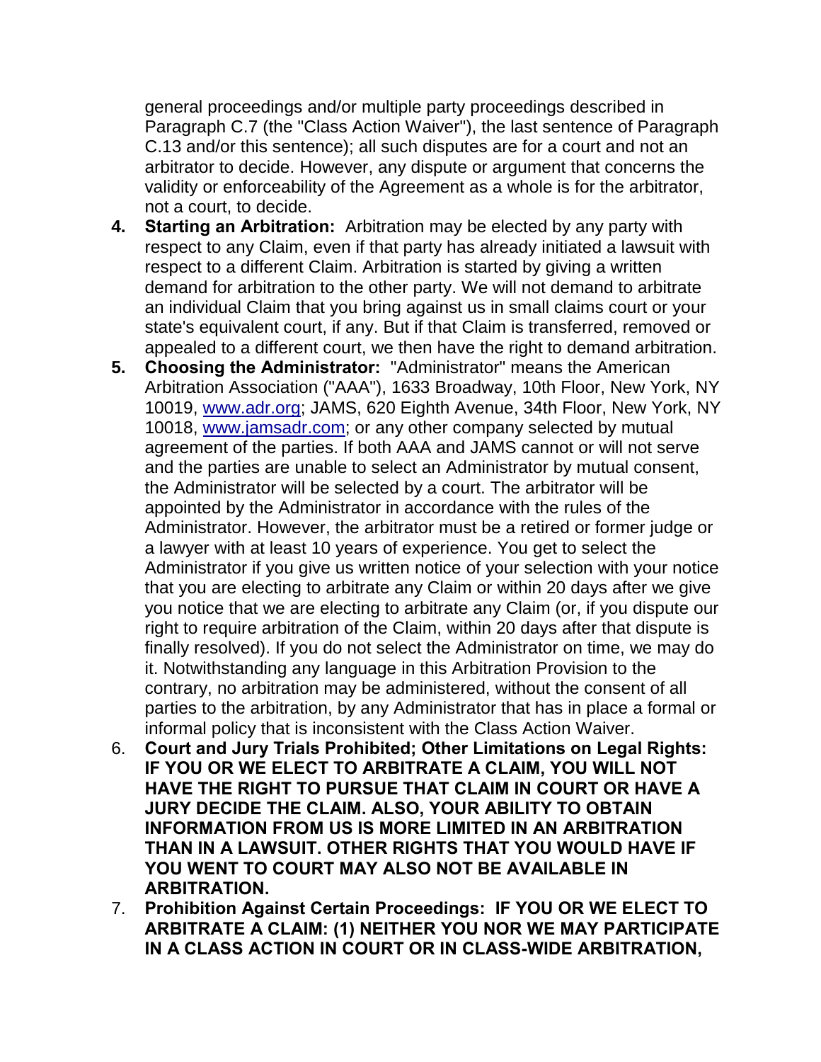general proceedings and/or multiple party proceedings described in Paragraph C.7 (the "Class Action Waiver"), the last sentence of Paragraph C.13 and/or this sentence); all such disputes are for a court and not an arbitrator to decide. However, any dispute or argument that concerns the validity or enforceability of the Agreement as a whole is for the arbitrator, not a court, to decide.

4. **Starting an Arbitration:** Arbitration may be elected by any party with respect to any Claim, even if that party has already initiated a lawsuit with respect to a different Claim. Arbitration is started by giving a written demand for arbitration to the other party. We will not demand to arbitrate an individual Claim that you bring against us in small claims court or your state's equivalent court, if any. But if that Claim is transferred, removed or appealed to a different court, we then have the right to demand arbitration.
5. **Choosing the Administrator:** "Administrator" means the American Arbitration Association ("AAA"), 1633 Broadway, 10th Floor, New York, NY 10019, www.adr.org; JAMS, 620 Eighth Avenue, 34th Floor, New York, NY 10018, www.jamsadr.com; or any other company selected by mutual agreement of the parties. If both AAA and JAMS cannot or will not serve and the parties are unable to select an Administrator by mutual consent, the Administrator will be selected by a court. The arbitrator will be appointed by the Administrator in accordance with the rules of the Administrator. However, the arbitrator must be a retired or former judge or a lawyer with at least 10 years of experience. You get to select the Administrator if you give us written notice of your selection with your notice that you are electing to arbitrate any Claim or within 20 days after we give you notice that we are electing to arbitrate any Claim (or, if you dispute our right to require arbitration of the Claim, within 20 days after that dispute is finally resolved). If you do not select the Administrator on time, we may do it. Notwithstanding any language in this Arbitration Provision to the contrary, no arbitration may be administered, without the consent of all parties to the arbitration, by any Administrator that has in place a formal or informal policy that is inconsistent with the Class Action Waiver.
6. **Court and Jury Trials Prohibited; Other Limitations on Legal Rights: IF YOU OR WE ELECT TO ARBITRATE A CLAIM, YOU WILL NOT HAVE THE RIGHT TO PURSUE THAT CLAIM IN COURT OR HAVE A JURY DECIDE THE CLAIM. ALSO, YOUR ABILITY TO OBTAIN INFORMATION FROM US IS MORE LIMITED IN AN ARBITRATION THAN IN A LAWSUIT. OTHER RIGHTS THAT YOU WOULD HAVE IF YOU WENT TO COURT MAY ALSO NOT BE AVAILABLE IN ARBITRATION.**
7. **Prohibition Against Certain Proceedings: IF YOU OR WE ELECT TO ARBITRATE A CLAIM: (1) NEITHER YOU NOR WE MAY PARTICIPATE IN A CLASS ACTION IN COURT OR IN CLASS-WIDE ARBITRATION,**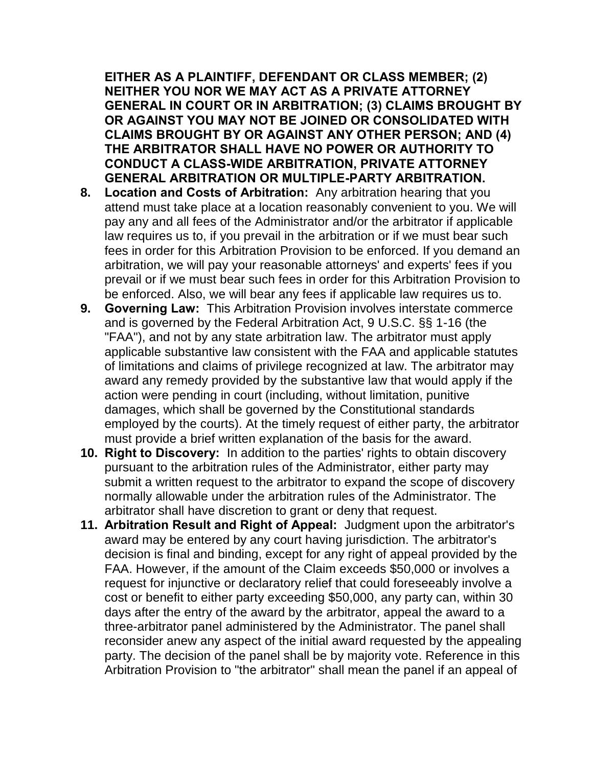**EITHER AS A PLAINTIFF, DEFENDANT OR CLASS MEMBER; (2) NEITHER YOU NOR WE MAY ACT AS A PRIVATE ATTORNEY GENERAL IN COURT OR IN ARBITRATION; (3) CLAIMS BROUGHT BY OR AGAINST YOU MAY NOT BE JOINED OR CONSOLIDATED WITH CLAIMS BROUGHT BY OR AGAINST ANY OTHER PERSON; AND (4) THE ARBITRATOR SHALL HAVE NO POWER OR AUTHORITY TO CONDUCT A CLASS-WIDE ARBITRATION, PRIVATE ATTORNEY GENERAL ARBITRATION OR MULTIPLE-PARTY ARBITRATION.**

8. **Location and Costs of Arbitration:** Any arbitration hearing that you attend must take place at a location reasonably convenient to you. We will pay any and all fees of the Administrator and/or the arbitrator if applicable law requires us to, if you prevail in the arbitration or if we must bear such fees in order for this Arbitration Provision to be enforced. If you demand an arbitration, we will pay your reasonable attorneys' and experts' fees if you prevail or if we must bear such fees in order for this Arbitration Provision to be enforced. Also, we will bear any fees if applicable law requires us to.
9. **Governing Law:** This Arbitration Provision involves interstate commerce and is governed by the Federal Arbitration Act, 9 U.S.C. §§ 1-16 (the "FAA"), and not by any state arbitration law. The arbitrator must apply applicable substantive law consistent with the FAA and applicable statutes of limitations and claims of privilege recognized at law. The arbitrator may award any remedy provided by the substantive law that would apply if the action were pending in court (including, without limitation, punitive damages, which shall be governed by the Constitutional standards employed by the courts). At the timely request of either party, the arbitrator must provide a brief written explanation of the basis for the award.
10. **Right to Discovery:** In addition to the parties' rights to obtain discovery pursuant to the arbitration rules of the Administrator, either party may submit a written request to the arbitrator to expand the scope of discovery normally allowable under the arbitration rules of the Administrator. The arbitrator shall have discretion to grant or deny that request.
11. **Arbitration Result and Right of Appeal:** Judgment upon the arbitrator's award may be entered by any court having jurisdiction. The arbitrator's decision is final and binding, except for any right of appeal provided by the FAA. However, if the amount of the Claim exceeds $50,000 or involves a request for injunctive or declaratory relief that could foreseeably involve a cost or benefit to either party exceeding $50,000, any party can, within 30 days after the entry of the award by the arbitrator, appeal the award to a three-arbitrator panel administered by the Administrator. The panel shall reconsider anew any aspect of the initial award requested by the appealing party. The decision of the panel shall be by majority vote. Reference in this Arbitration Provision to "the arbitrator" shall mean the panel if an appeal of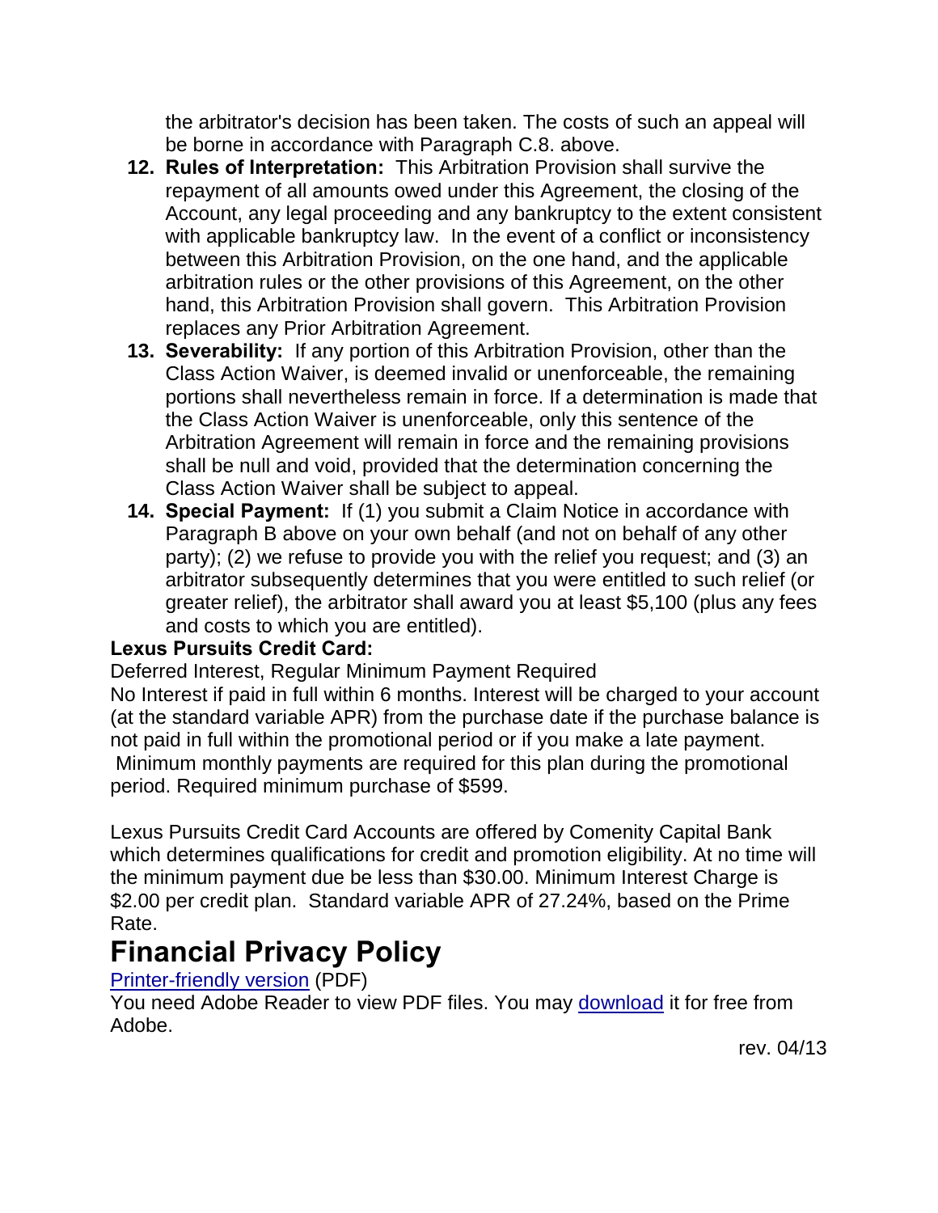the arbitrator's decision has been taken. The costs of such an appeal will be borne in accordance with Paragraph C.8. above.

12. **Rules of Interpretation:** This Arbitration Provision shall survive the repayment of all amounts owed under this Agreement, the closing of the Account, any legal proceeding and any bankruptcy to the extent consistent with applicable bankruptcy law. In the event of a conflict or inconsistency between this Arbitration Provision, on the one hand, and the applicable arbitration rules or the other provisions of this Agreement, on the other hand, this Arbitration Provision shall govern. This Arbitration Provision replaces any Prior Arbitration Agreement.
13. **Severability:** If any portion of this Arbitration Provision, other than the Class Action Waiver, is deemed invalid or unenforceable, the remaining portions shall nevertheless remain in force. If a determination is made that the Class Action Waiver is unenforceable, only this sentence of the Arbitration Agreement will remain in force and the remaining provisions shall be null and void, provided that the determination concerning the Class Action Waiver shall be subject to appeal.
14. **Special Payment:** If (1) you submit a Claim Notice in accordance with Paragraph B above on your own behalf (and not on behalf of any other party); (2) we refuse to provide you with the relief you request; and (3) an arbitrator subsequently determines that you were entitled to such relief (or greater relief), the arbitrator shall award you at least $5,100 (plus any fees and costs to which you are entitled).

**Lexus Pursuits Credit Card:**

Deferred Interest, Regular Minimum Payment Required

No Interest if paid in full within 6 months. Interest will be charged to your account (at the standard variable APR) from the purchase date if the purchase balance is not paid in full within the promotional period or if you make a late payment. Minimum monthly payments are required for this plan during the promotional period. Required minimum purchase of $599.

Lexus Pursuits Credit Card Accounts are offered by Comenity Capital Bank which determines qualifications for credit and promotion eligibility. At no time will the minimum payment due be less than $30.00. Minimum Interest Charge is $2.00 per credit plan. Standard variable APR of 27.24%, based on the Prime Rate.

# Financial Privacy Policy

[Printer-friendly version](PDF) (PDF)

You need Adobe Reader to view PDF files. You may [download](download) it for free from Adobe.

rev. 04/13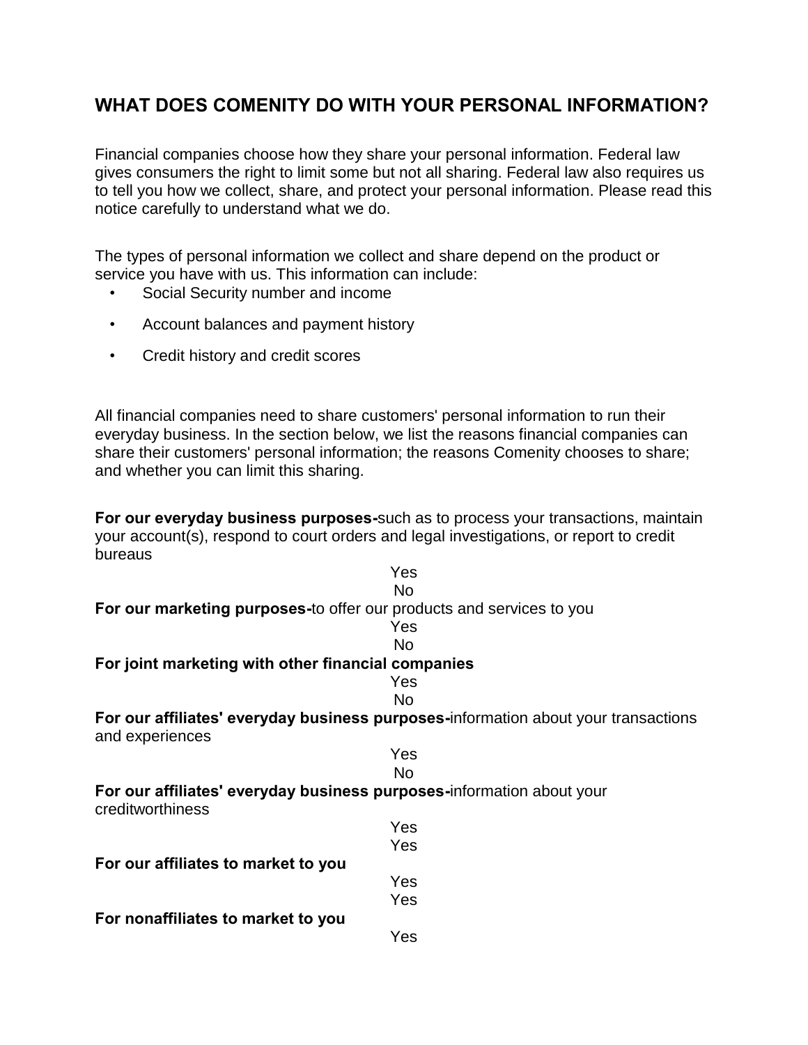## WHAT DOES COMENITY DO WITH YOUR PERSONAL INFORMATION?

Financial companies choose how they share your personal information. Federal law gives consumers the right to limit some but not all sharing. Federal law also requires us to tell you how we collect, share, and protect your personal information. Please read this notice carefully to understand what we do.

The types of personal information we collect and share depend on the product or service you have with us. This information can include:

- Social Security number and income
- Account balances and payment history
- Credit history and credit scores

All financial companies need to share customers' personal information to run their everyday business. In the section below, we list the reasons financial companies can share their customers' personal information; the reasons Comenity chooses to share; and whether you can limit this sharing.

**For our everyday business purposes-**such as to process your transactions, maintain your account(s), respond to court orders and legal investigations, or report to credit bureaus

Yes

No

**For our marketing purposes-**to offer our products and services to you

Yes

No

**For joint marketing with other financial companies**

Yes

No

**For our affiliates' everyday business purposes-**information about your transactions and experiences

Yes

No

**For our affiliates' everyday business purposes-**information about your creditworthiness

Yes

Yes

**For our affiliates to market to you**

Yes

Yes

**For nonaffiliates to market to you**

Yes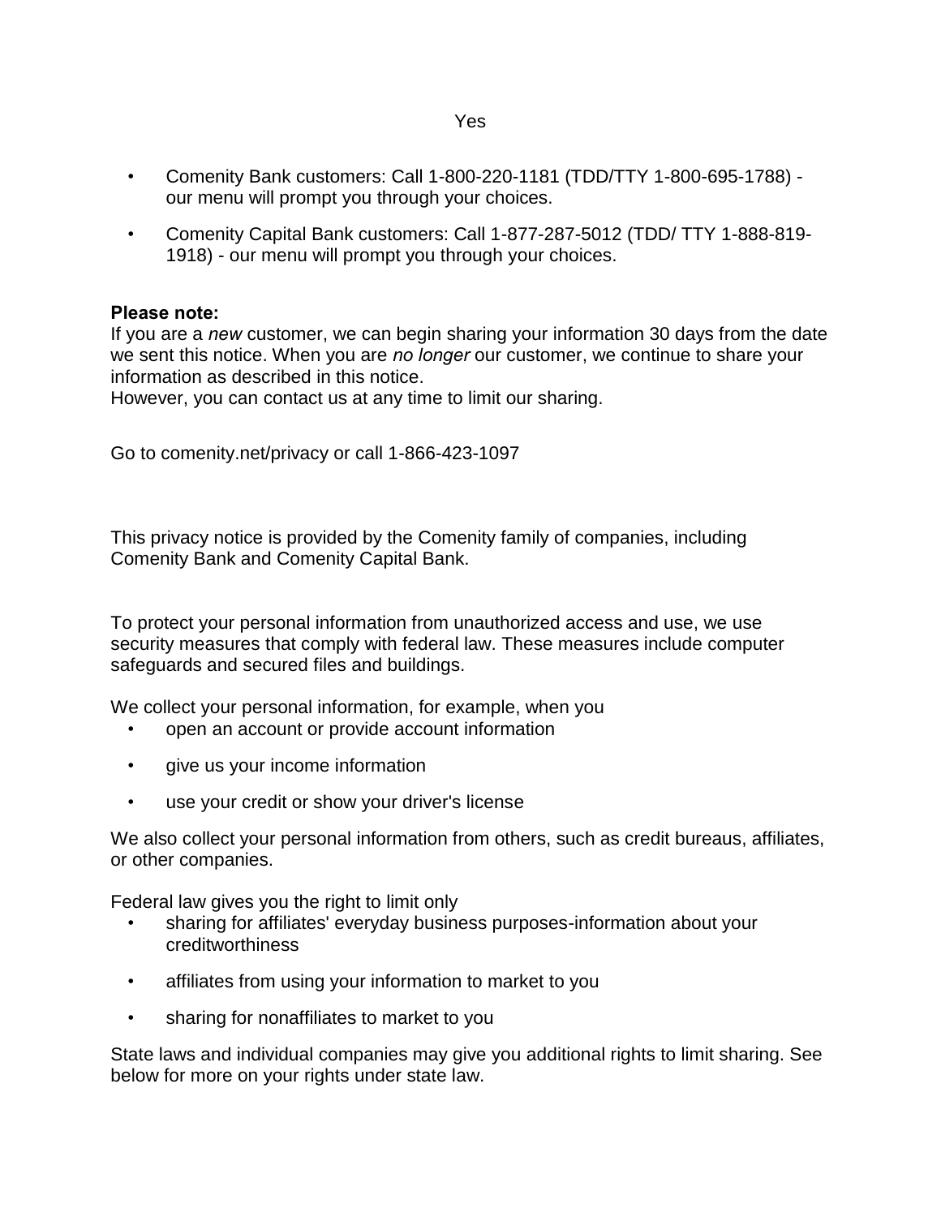Yes

- Comenity Bank customers: Call 1-800-220-1181 (TDD/TTY 1-800-695-1788) - our menu will prompt you through your choices.
- Comenity Capital Bank customers: Call 1-877-287-5012 (TDD/ TTY 1-888-819-1918) - our menu will prompt you through your choices.

**Please note:**
If you are a *new* customer, we can begin sharing your information 30 days from the date we sent this notice. When you are *no longer* our customer, we continue to share your information as described in this notice.
However, you can contact us at any time to limit our sharing.

Go to comenity.net/privacy or call 1-866-423-1097

This privacy notice is provided by the Comenity family of companies, including Comenity Bank and Comenity Capital Bank.

To protect your personal information from unauthorized access and use, we use security measures that comply with federal law. These measures include computer safeguards and secured files and buildings.

We collect your personal information, for example, when you

- open an account or provide account information
- give us your income information
- use your credit or show your driver's license

We also collect your personal information from others, such as credit bureaus, affiliates, or other companies.

Federal law gives you the right to limit only

- sharing for affiliates' everyday business purposes-information about your creditworthiness
- affiliates from using your information to market to you
- sharing for nonaffiliates to market to you

State laws and individual companies may give you additional rights to limit sharing. See below for more on your rights under state law.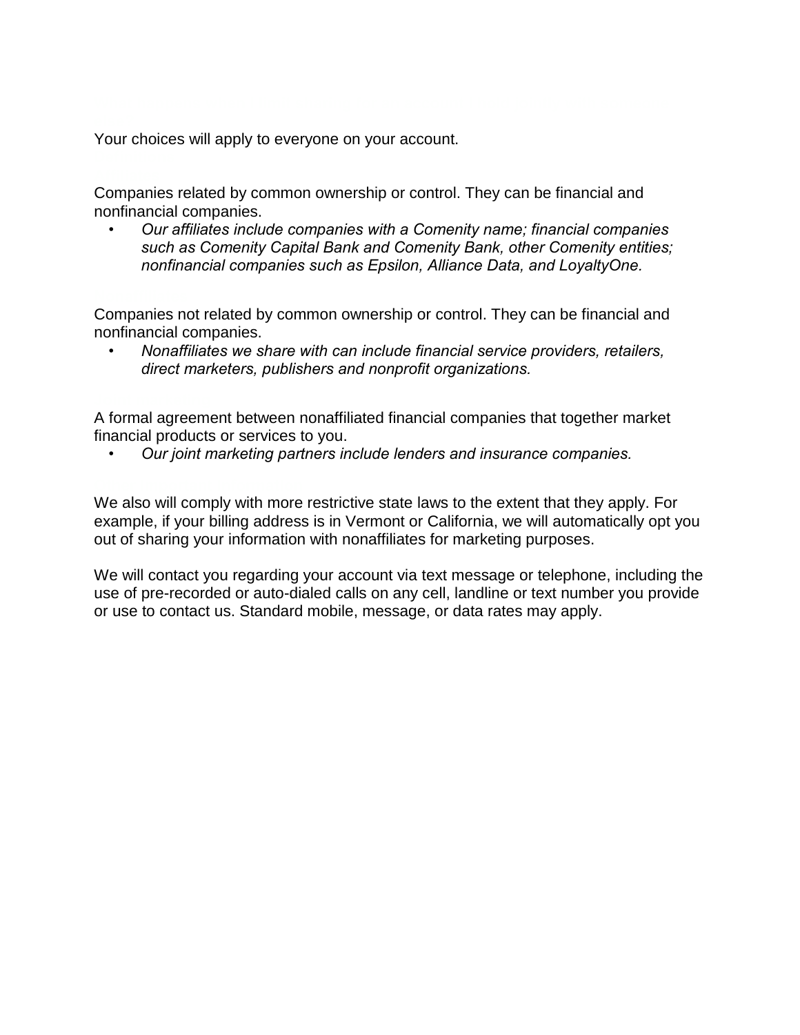Your choices will apply to everyone on your account.

Companies related by common ownership or control. They can be financial and nonfinancial companies.

- *Our affiliates include companies with a Comenity name; financial companies such as Comenity Capital Bank and Comenity Bank, other Comenity entities; nonfinancial companies such as Epsilon, Alliance Data, and LoyaltyOne.*

Companies not related by common ownership or control. They can be financial and nonfinancial companies.

- *Nonaffiliates we share with can include financial service providers, retailers, direct marketers, publishers and nonprofit organizations.*

A formal agreement between nonaffiliated financial companies that together market financial products or services to you.

- *Our joint marketing partners include lenders and insurance companies.*

We also will comply with more restrictive state laws to the extent that they apply. For example, if your billing address is in Vermont or California, we will automatically opt you out of sharing your information with nonaffiliates for marketing purposes.

We will contact you regarding your account via text message or telephone, including the use of pre-recorded or auto-dialed calls on any cell, landline or text number you provide or use to contact us. Standard mobile, message, or data rates may apply.